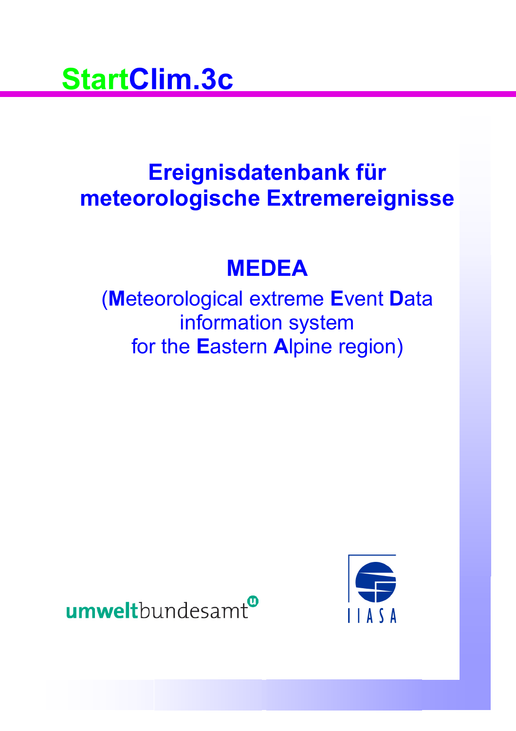# StartClim.3c

## Ereignisdatenbank für meteorologische Extremereignisse

## MEDEA

(**M**eteorological extreme **E**vent **D**ata information system for the **E**astern **A**lpine region)

umweltbundesamt

IIASA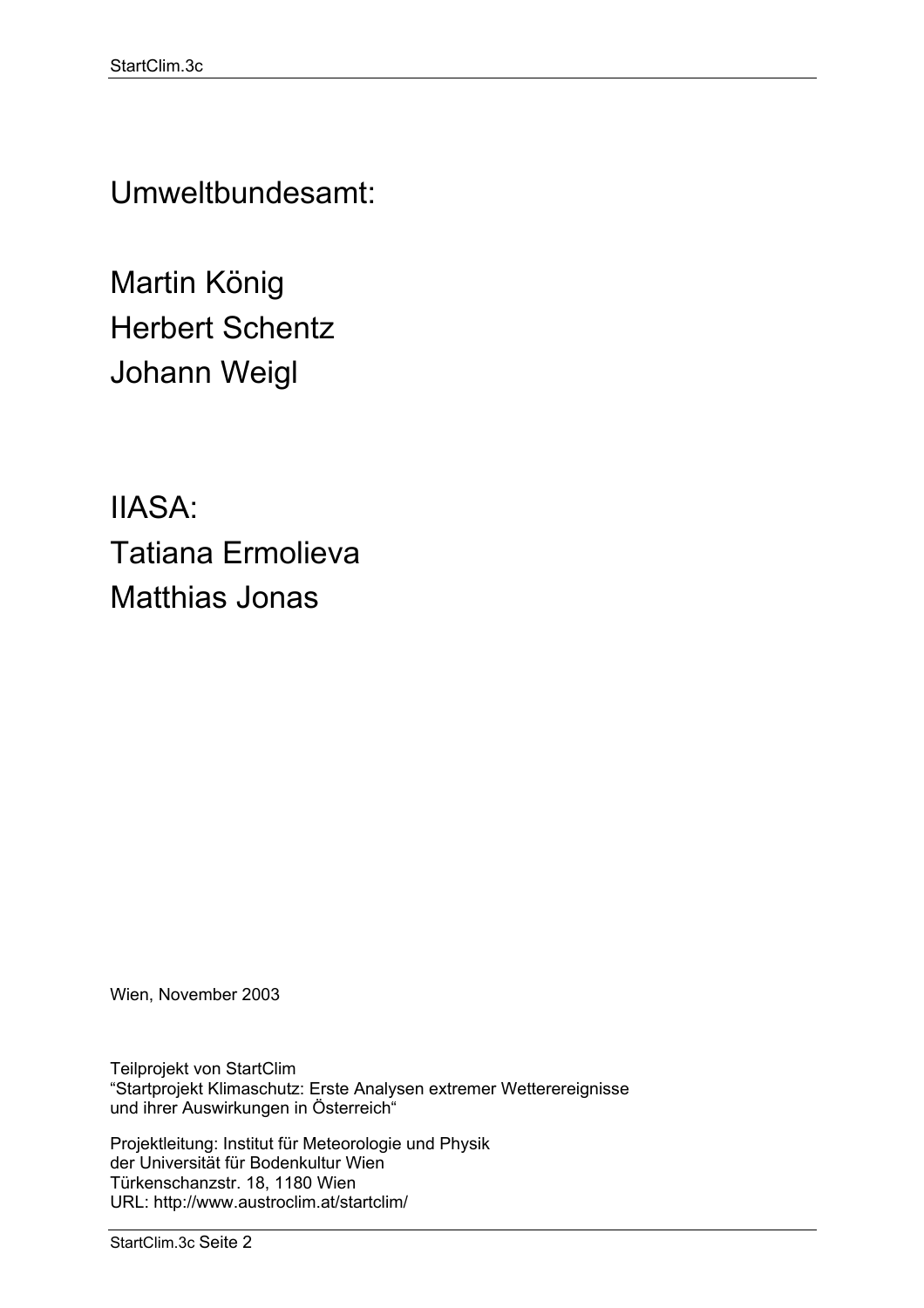Umweltbundesamt:

Martin König
Herbert Schentz
Johann Weigl

IIASA:
Tatiana Ermolieva
Matthias Jonas

Wien, November 2003

Teilprojekt von StartClim
“Startprojekt Klimaschutz: Erste Analysen extremer Wetterereignisse und ihrer Auswirkungen in Österreich“

Projektleitung: Institut für Meteorologie und Physik
der Universität für Bodenkultur Wien
Türkenschanzstr. 18, 1180 Wien
URL: http://www.austroclim.at/startclim/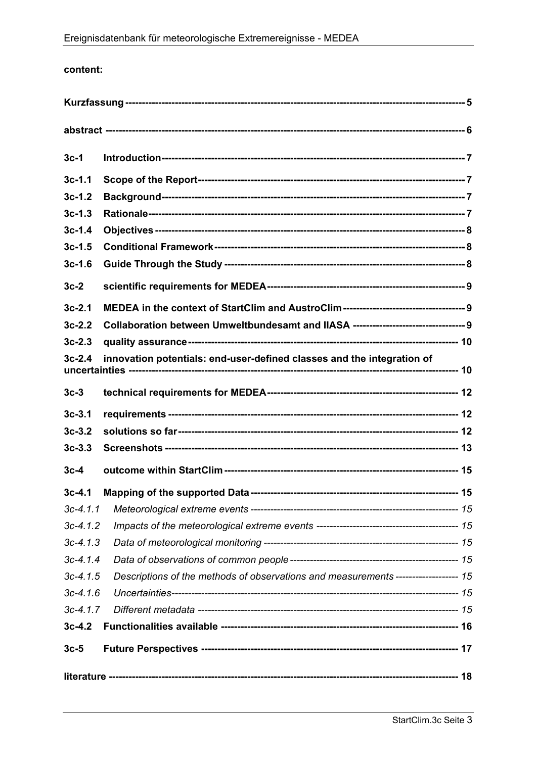**content:**

| | | |
|---|---|---|
| **Kurzfassung** | | **5** |
| **abstract** | | **6** |
| **3c-1** | **Introduction** | **7** |
| **3c-1.1** | **Scope of the Report** | **7** |
| **3c-1.2** | **Background** | **7** |
| **3c-1.3** | **Rationale** | **7** |
| **3c-1.4** | **Objectives** | **8** |
| **3c-1.5** | **Conditional Framework** | **8** |
| **3c-1.6** | **Guide Through the Study** | **8** |
| **3c-2** | **scientific requirements for MEDEA** | **9** |
| **3c-2.1** | **MEDEA in the context of StartClim and AustroClim** | **9** |
| **3c-2.2** | **Collaboration between Umweltbundesamt and IIASA** | **9** |
| **3c-2.3** | **quality assurance** | **10** |
| **3c-2.4** | **innovation potentials: end-user-defined classes and the integration of uncertainties** | **10** |
| **3c-3** | **technical requirements for MEDEA** | **12** |
| **3c-3.1** | **requirements** | **12** |
| **3c-3.2** | **solutions so far** | **12** |
| **3c-3.3** | **Screenshots** | **13** |
| **3c-4** | **outcome within StartClim** | **15** |
| **3c-4.1** | **Mapping of the supported Data** | **15** |
| *3c-4.1.1* | *Meteorological extreme events* | *15* |
| *3c-4.1.2* | *Impacts of the meteorological extreme events* | *15* |
| *3c-4.1.3* | *Data of meteorological monitoring* | *15* |
| *3c-4.1.4* | *Data of observations of common people* | *15* |
| *3c-4.1.5* | *Descriptions of the methods of observations and measurements* | *15* |
| *3c-4.1.6* | *Uncertainties* | *15* |
| *3c-4.1.7* | *Different metadata* | *15* |
| **3c-4.2** | **Functionalities available** | **16** |
| **3c-5** | **Future Perspectives** | **17** |
| **literature** | | **18** |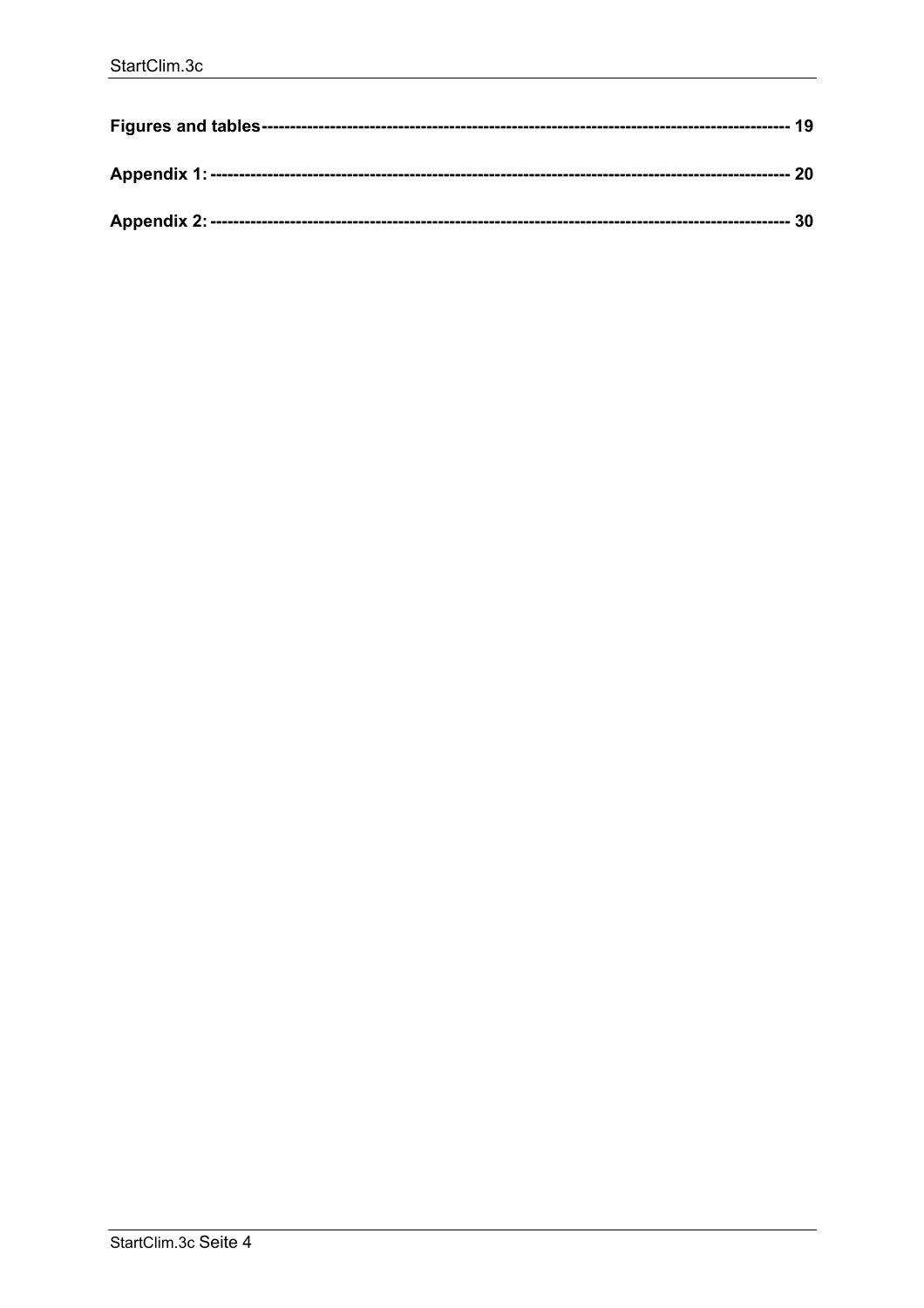**Figures and tables------------------------------------------------------------------------------------------ 19**

**Appendix 1: -------------------------------------------------------------------------------------------------- 20**

**Appendix 2: -------------------------------------------------------------------------------------------------- 30**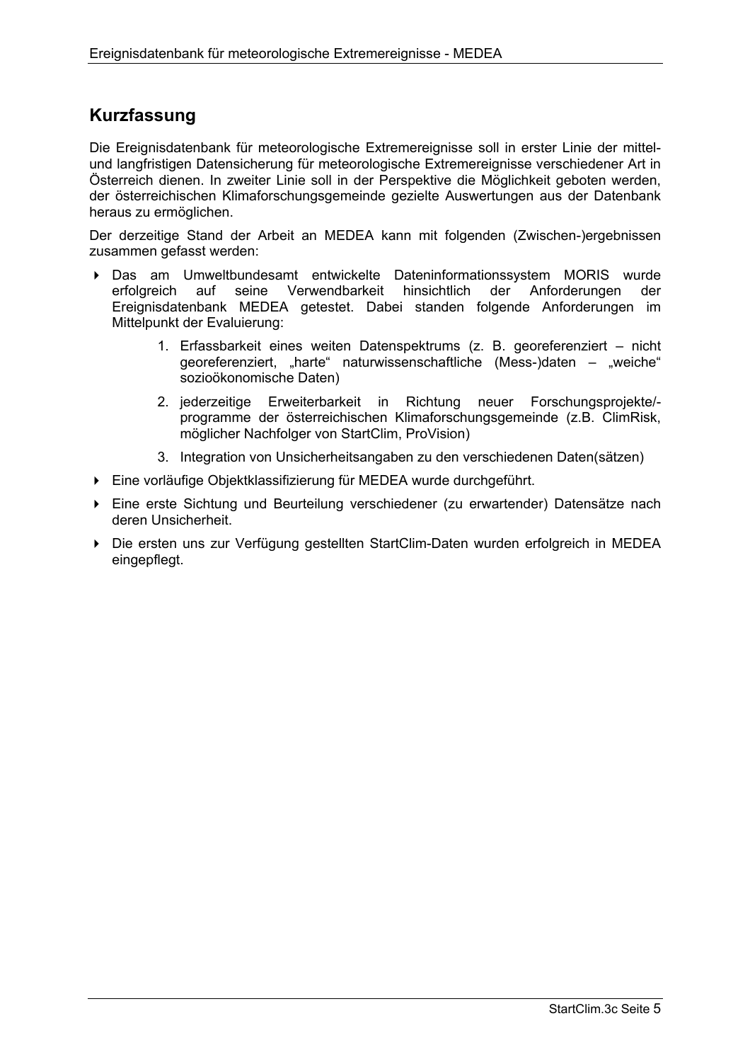## Kurzfassung

Die Ereignisdatenbank für meteorologische Extremereignisse soll in erster Linie der mittel- und langfristigen Datensicherung für meteorologische Extremereignisse verschiedener Art in Österreich dienen. In zweiter Linie soll in der Perspektive die Möglichkeit geboten werden, der österreichischen Klimaforschungsgemeinde gezielte Auswertungen aus der Datenbank heraus zu ermöglichen.

Der derzeitige Stand der Arbeit an MEDEA kann mit folgenden (Zwischen-)ergebnissen zusammen gefasst werden:

- Das am Umweltbundesamt entwickelte Dateninformationssystem MORIS wurde erfolgreich auf seine Verwendbarkeit hinsichtlich der Anforderungen der Ereignisdatenbank MEDEA getestet. Dabei standen folgende Anforderungen im Mittelpunkt der Evaluierung:
    1. Erfassbarkeit eines weiten Datenspektrums (z. B. georeferenziert – nicht georeferenziert, „harte" naturwissenschaftliche (Mess-)daten – „weiche" sozioökonomische Daten)
    2. jederzeitige Erweiterbarkeit in Richtung neuer Forschungsprojekte/-programme der österreichischen Klimaforschungsgemeinde (z.B. ClimRisk, möglicher Nachfolger von StartClim, ProVision)
    3. Integration von Unsicherheitsangaben zu den verschiedenen Daten(sätzen)
- Eine vorläufige Objektklassifizierung für MEDEA wurde durchgeführt.
- Eine erste Sichtung und Beurteilung verschiedener (zu erwartender) Datensätze nach deren Unsicherheit.
- Die ersten uns zur Verfügung gestellten StartClim-Daten wurden erfolgreich in MEDEA eingepflegt.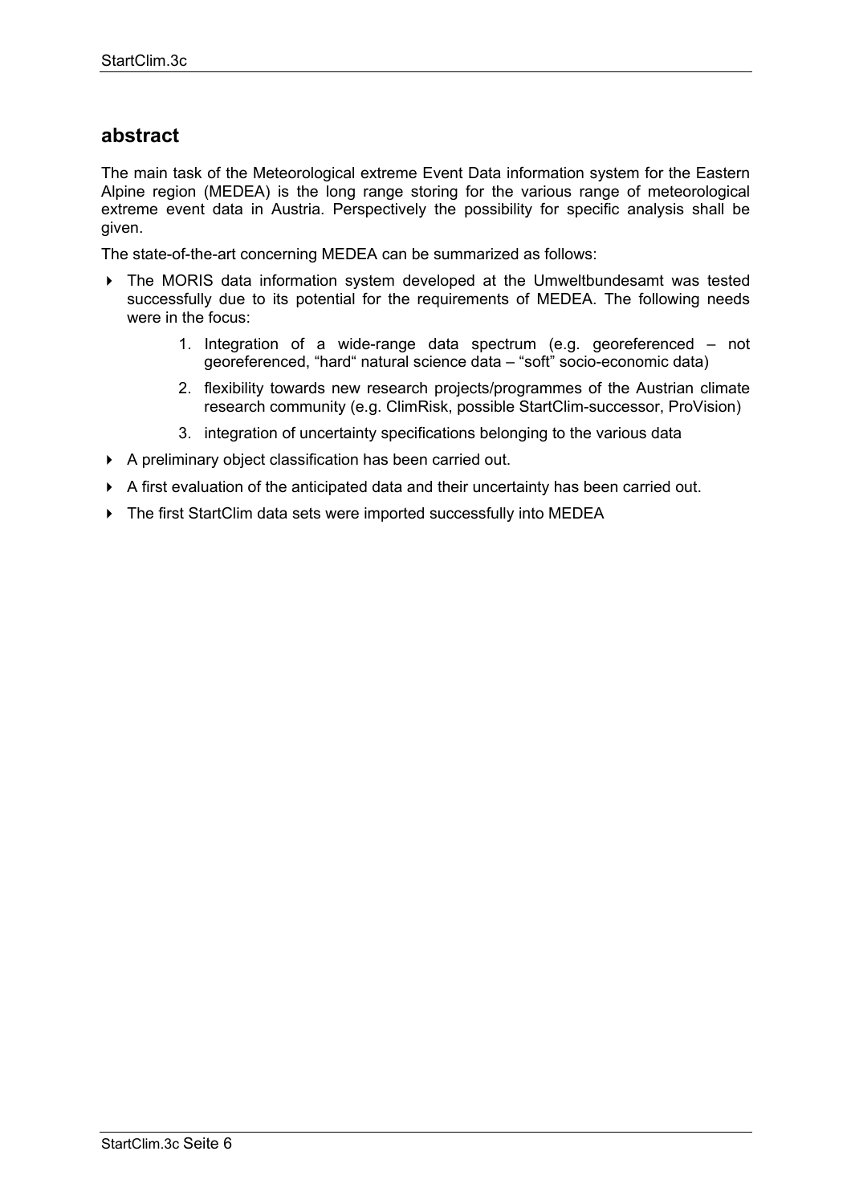## abstract

The main task of the Meteorological extreme Event Data information system for the Eastern Alpine region (MEDEA) is the long range storing for the various range of meteorological extreme event data in Austria. Perspectively the possibility for specific analysis shall be given.

The state-of-the-art concerning MEDEA can be summarized as follows:

- The MORIS data information system developed at the Umweltbundesamt was tested successfully due to its potential for the requirements of MEDEA. The following needs were in the focus:
    1. Integration of a wide-range data spectrum (e.g. georeferenced – not georeferenced, “hard“ natural science data – “soft” socio-economic data)
    2. flexibility towards new research projects/programmes of the Austrian climate research community (e.g. ClimRisk, possible StartClim-successor, ProVision)
    3. integration of uncertainty specifications belonging to the various data
- A preliminary object classification has been carried out.
- A first evaluation of the anticipated data and their uncertainty has been carried out.
- The first StartClim data sets were imported successfully into MEDEA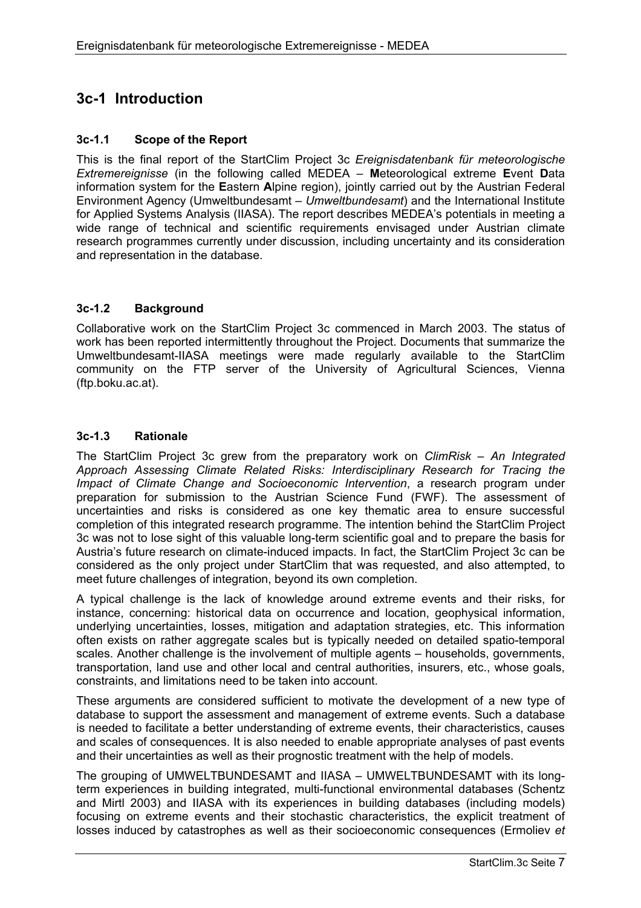# 3c-1 Introduction

### 3c-1.1 Scope of the Report

This is the final report of the StartClim Project 3c *Ereignisdatenbank für meteorologische Extremereignisse* (in the following called MEDEA – **M**eteorological extreme **E**vent **D**ata information system for the **E**astern **A**lpine region), jointly carried out by the Austrian Federal Environment Agency (Umweltbundesamt – *Umweltbundesamt*) and the International Institute for Applied Systems Analysis (IIASA). The report describes MEDEA's potentials in meeting a wide range of technical and scientific requirements envisaged under Austrian climate research programmes currently under discussion, including uncertainty and its consideration and representation in the database.

### 3c-1.2 Background

Collaborative work on the StartClim Project 3c commenced in March 2003. The status of work has been reported intermittently throughout the Project. Documents that summarize the Umweltbundesamt-IIASA meetings were made regularly available to the StartClim community on the FTP server of the University of Agricultural Sciences, Vienna (ftp.boku.ac.at).

### 3c-1.3 Rationale

The StartClim Project 3c grew from the preparatory work on *ClimRisk – An Integrated Approach Assessing Climate Related Risks: Interdisciplinary Research for Tracing the Impact of Climate Change and Socioeconomic Intervention*, a research program under preparation for submission to the Austrian Science Fund (FWF). The assessment of uncertainties and risks is considered as one key thematic area to ensure successful completion of this integrated research programme. The intention behind the StartClim Project 3c was not to lose sight of this valuable long-term scientific goal and to prepare the basis for Austria's future research on climate-induced impacts. In fact, the StartClim Project 3c can be considered as the only project under StartClim that was requested, and also attempted, to meet future challenges of integration, beyond its own completion.

A typical challenge is the lack of knowledge around extreme events and their risks, for instance, concerning: historical data on occurrence and location, geophysical information, underlying uncertainties, losses, mitigation and adaptation strategies, etc. This information often exists on rather aggregate scales but is typically needed on detailed spatio-temporal scales. Another challenge is the involvement of multiple agents – households, governments, transportation, land use and other local and central authorities, insurers, etc., whose goals, constraints, and limitations need to be taken into account.

These arguments are considered sufficient to motivate the development of a new type of database to support the assessment and management of extreme events. Such a database is needed to facilitate a better understanding of extreme events, their characteristics, causes and scales of consequences. It is also needed to enable appropriate analyses of past events and their uncertainties as well as their prognostic treatment with the help of models.

The grouping of UMWELTBUNDESAMT and IIASA – UMWELTBUNDESAMT with its long-term experiences in building integrated, multi-functional environmental databases (Schentz and Mirtl 2003) and IIASA with its experiences in building databases (including models) focusing on extreme events and their stochastic characteristics, the explicit treatment of losses induced by catastrophes as well as their socioeconomic consequences (Ermoliev *et*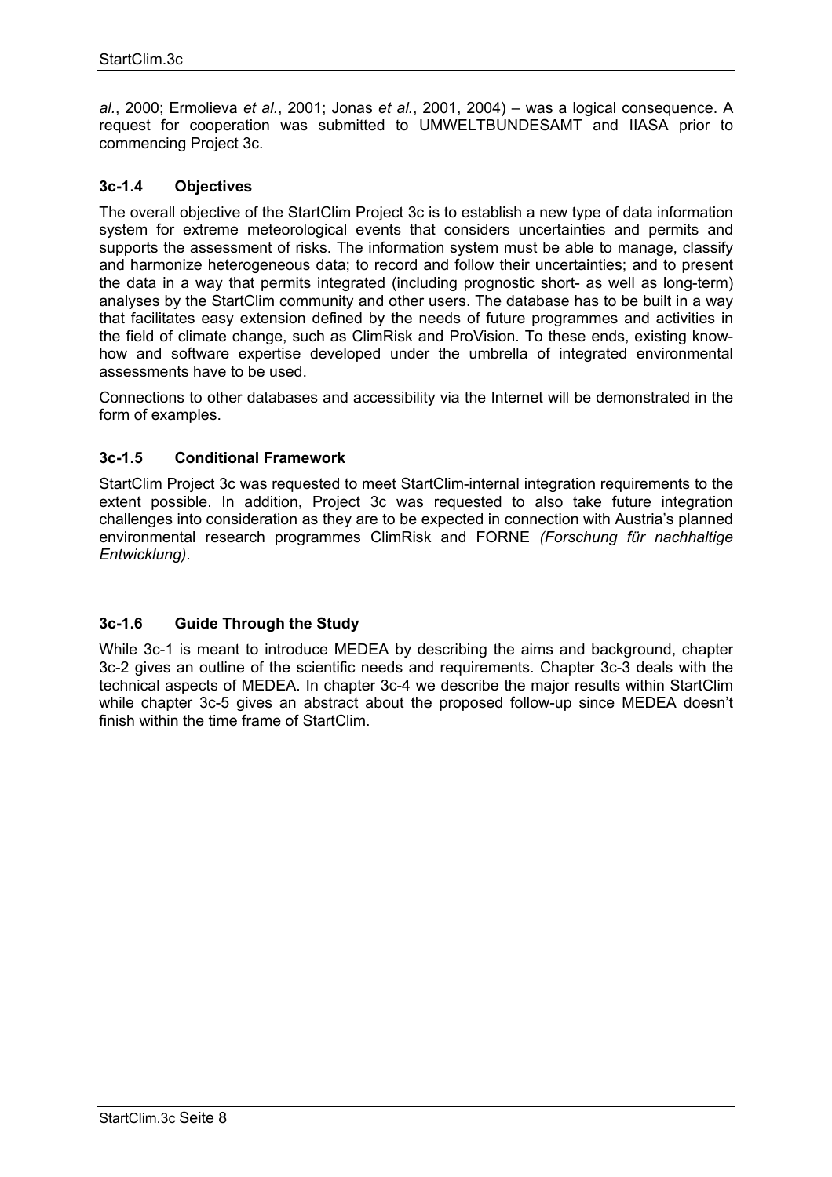*al.*, 2000; Ermolieva *et al.*, 2001; Jonas *et al.*, 2001, 2004) – was a logical consequence. A request for cooperation was submitted to UMWELTBUNDESAMT and IIASA prior to commencing Project 3c.

### 3c-1.4 Objectives

The overall objective of the StartClim Project 3c is to establish a new type of data information system for extreme meteorological events that considers uncertainties and permits and supports the assessment of risks. The information system must be able to manage, classify and harmonize heterogeneous data; to record and follow their uncertainties; and to present the data in a way that permits integrated (including prognostic short- as well as long-term) analyses by the StartClim community and other users. The database has to be built in a way that facilitates easy extension defined by the needs of future programmes and activities in the field of climate change, such as ClimRisk and ProVision. To these ends, existing know-how and software expertise developed under the umbrella of integrated environmental assessments have to be used.

Connections to other databases and accessibility via the Internet will be demonstrated in the form of examples.

### 3c-1.5 Conditional Framework

StartClim Project 3c was requested to meet StartClim-internal integration requirements to the extent possible. In addition, Project 3c was requested to also take future integration challenges into consideration as they are to be expected in connection with Austria's planned environmental research programmes ClimRisk and FORNE *(Forschung für nachhaltige Entwicklung)*.

### 3c-1.6 Guide Through the Study

While 3c-1 is meant to introduce MEDEA by describing the aims and background, chapter 3c-2 gives an outline of the scientific needs and requirements. Chapter 3c-3 deals with the technical aspects of MEDEA. In chapter 3c-4 we describe the major results within StartClim while chapter 3c-5 gives an abstract about the proposed follow-up since MEDEA doesn't finish within the time frame of StartClim.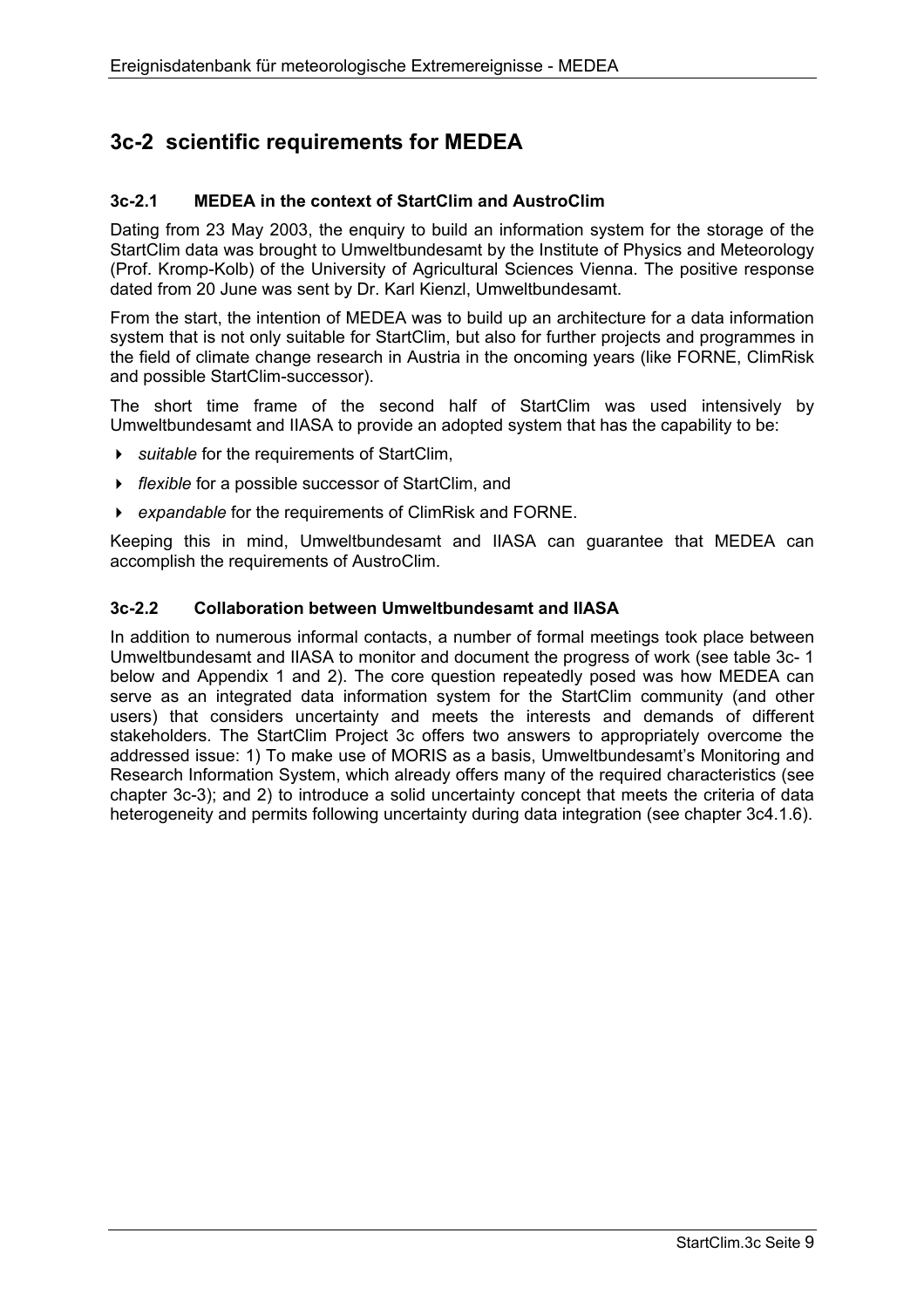## 3c-2 scientific requirements for MEDEA

### 3c-2.1 MEDEA in the context of StartClim and AustroClim

Dating from 23 May 2003, the enquiry to build an information system for the storage of the StartClim data was brought to Umweltbundesamt by the Institute of Physics and Meteorology (Prof. Kromp-Kolb) of the University of Agricultural Sciences Vienna. The positive response dated from 20 June was sent by Dr. Karl Kienzl, Umweltbundesamt.

From the start, the intention of MEDEA was to build up an architecture for a data information system that is not only suitable for StartClim, but also for further projects and programmes in the field of climate change research in Austria in the oncoming years (like FORNE, ClimRisk and possible StartClim-successor).

The short time frame of the second half of StartClim was used intensively by Umweltbundesamt and IIASA to provide an adopted system that has the capability to be:

- *suitable* for the requirements of StartClim,
- *flexible* for a possible successor of StartClim, and
- *expandable* for the requirements of ClimRisk and FORNE.

Keeping this in mind, Umweltbundesamt and IIASA can guarantee that MEDEA can accomplish the requirements of AustroClim.

### 3c-2.2 Collaboration between Umweltbundesamt and IIASA

In addition to numerous informal contacts, a number of formal meetings took place between Umweltbundesamt and IIASA to monitor and document the progress of work (see table 3c- 1 below and Appendix 1 and 2). The core question repeatedly posed was how MEDEA can serve as an integrated data information system for the StartClim community (and other users) that considers uncertainty and meets the interests and demands of different stakeholders. The StartClim Project 3c offers two answers to appropriately overcome the addressed issue: 1) To make use of MORIS as a basis, Umweltbundesamt's Monitoring and Research Information System, which already offers many of the required characteristics (see chapter 3c-3); and 2) to introduce a solid uncertainty concept that meets the criteria of data heterogeneity and permits following uncertainty during data integration (see chapter 3c4.1.6).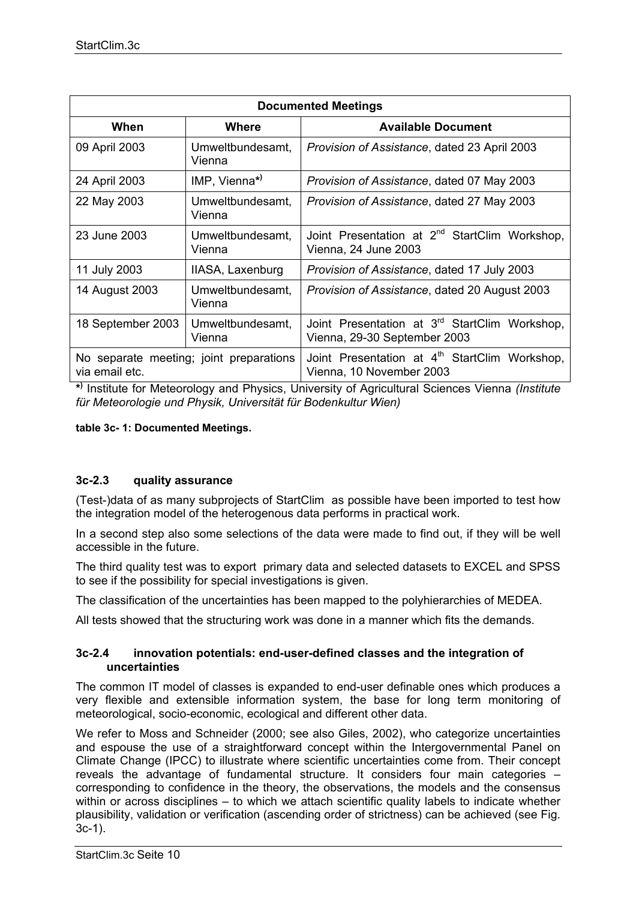| Documented Meetings | | |
|---|---|---|
| **When** | **Where** | **Available Document** |
| 09 April 2003 | Umweltbundesamt, Vienna | *Provision of Assistance*, dated 23 April 2003 |
| 24 April 2003 | IMP, Vienna*) | *Provision of Assistance*, dated 07 May 2003 |
| 22 May 2003 | Umweltbundesamt, Vienna | *Provision of Assistance*, dated 27 May 2003 |
| 23 June 2003 | Umweltbundesamt, Vienna | Joint Presentation at 2nd StartClim Workshop, Vienna, 24 June 2003 |
| 11 July 2003 | IIASA, Laxenburg | *Provision of Assistance*, dated 17 July 2003 |
| 14 August 2003 | Umweltbundesamt, Vienna | *Provision of Assistance*, dated 20 August 2003 |
| 18 September 2003 | Umweltbundesamt, Vienna | Joint Presentation at 3rd StartClim Workshop, Vienna, 29-30 September 2003 |
| No separate meeting; joint preparations via email etc. | | Joint Presentation at 4th StartClim Workshop, Vienna, 10 November 2003 |

*) Institute for Meteorology and Physics, University of Agricultural Sciences Vienna *(Institute für Meteorologie und Physik, Universität für Bodenkultur Wien)*

**table 3c- 1: Documented Meetings.**

### 3c-2.3 quality assurance

(Test-)data of as many subprojects of StartClim as possible have been imported to test how the integration model of the heterogenous data performs in practical work.

In a second step also some selections of the data were made to find out, if they will be well accessible in the future.

The third quality test was to export primary data and selected datasets to EXCEL and SPSS to see if the possibility for special investigations is given.

The classification of the uncertainties has been mapped to the polyhierarchies of MEDEA.

All tests showed that the structuring work was done in a manner which fits the demands.

### 3c-2.4 innovation potentials: end-user-defined classes and the integration of uncertainties

The common IT model of classes is expanded to end-user definable ones which produces a very flexible and extensible information system, the base for long term monitoring of meteorological, socio-economic, ecological and different other data.

We refer to Moss and Schneider (2000; see also Giles, 2002), who categorize uncertainties and espouse the use of a straightforward concept within the Intergovernmental Panel on Climate Change (IPCC) to illustrate where scientific uncertainties come from. Their concept reveals the advantage of fundamental structure. It considers four main categories – corresponding to confidence in the theory, the observations, the models and the consensus within or across disciplines – to which we attach scientific quality labels to indicate whether plausibility, validation or verification (ascending order of strictness) can be achieved (see Fig. 3c-1).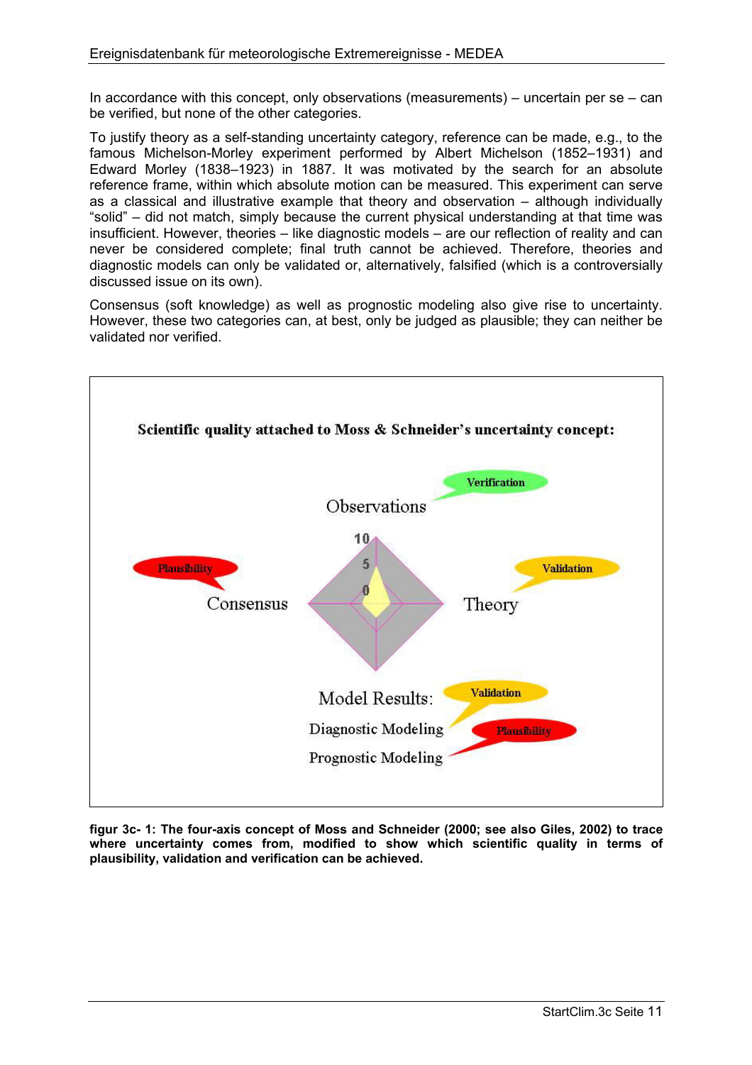In accordance with this concept, only observations (measurements) – uncertain per se – can be verified, but none of the other categories.

To justify theory as a self-standing uncertainty category, reference can be made, e.g., to the famous Michelson-Morley experiment performed by Albert Michelson (1852–1931) and Edward Morley (1838–1923) in 1887. It was motivated by the search for an absolute reference frame, within which absolute motion can be measured. This experiment can serve as a classical and illustrative example that theory and observation – although individually "solid" – did not match, simply because the current physical understanding at that time was insufficient. However, theories – like diagnostic models – are our reflection of reality and can never be considered complete; final truth cannot be achieved. Therefore, theories and diagnostic models can only be validated or, alternatively, falsified (which is a controversially discussed issue on its own).

Consensus (soft knowledge) as well as prognostic modeling also give rise to uncertainty. However, these two categories can, at best, only be judged as plausible; they can neither be validated nor verified.

**Scientific quality attached to Moss & Schneider's uncertainty concept:**

Observations – Verification

Theory – Validation

Consensus – Plausibility

Model Results: Diagnostic Modeling – Validation; Prognostic Modeling – Plausibility

(Axis scale: 0, 5, 10)

**figur 3c- 1: The four-axis concept of Moss and Schneider (2000; see also Giles, 2002) to trace where uncertainty comes from, modified to show which scientific quality in terms of plausibility, validation and verification can be achieved.**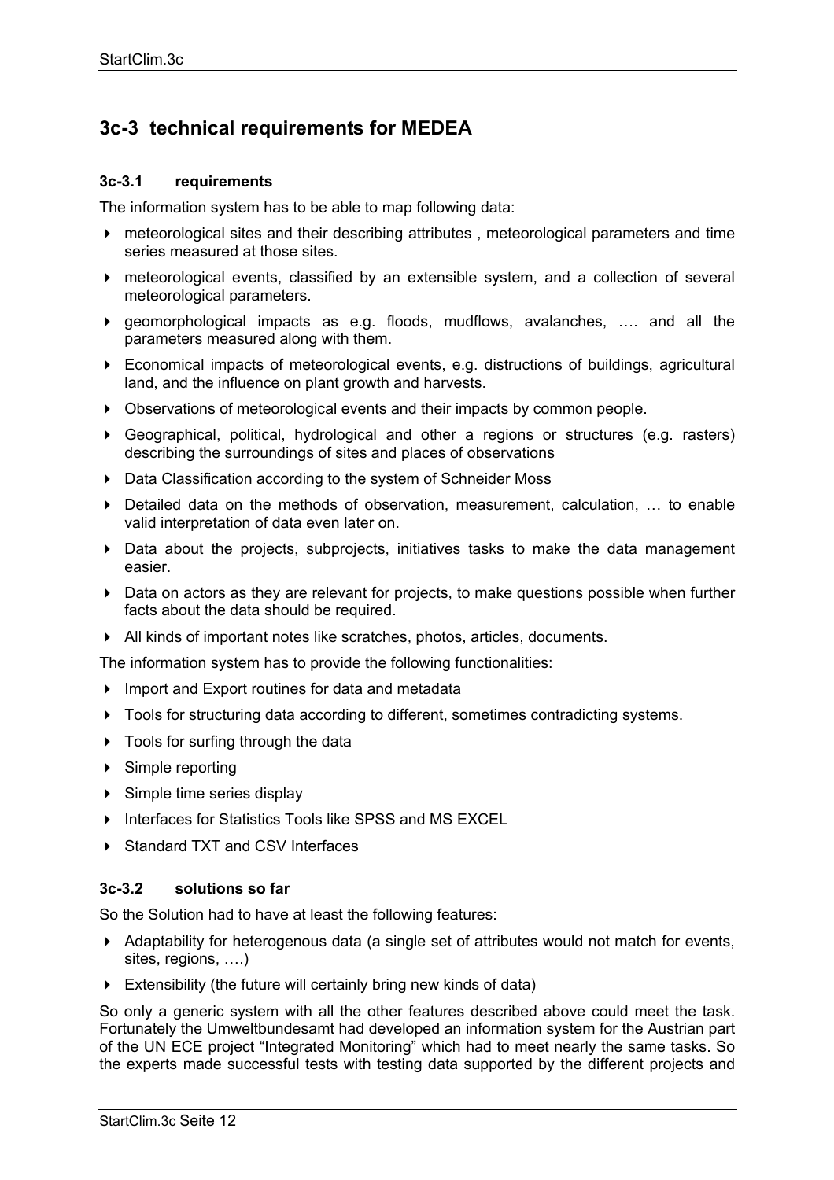## 3c-3 technical requirements for MEDEA

### 3c-3.1 requirements

The information system has to be able to map following data:

- meteorological sites and their describing attributes , meteorological parameters and time series measured at those sites.
- meteorological events, classified by an extensible system, and a collection of several meteorological parameters.
- geomorphological impacts as e.g. floods, mudflows, avalanches, …. and all the parameters measured along with them.
- Economical impacts of meteorological events, e.g. distructions of buildings, agricultural land, and the influence on plant growth and harvests.
- Observations of meteorological events and their impacts by common people.
- Geographical, political, hydrological and other a regions or structures (e.g. rasters) describing the surroundings of sites and places of observations
- Data Classification according to the system of Schneider Moss
- Detailed data on the methods of observation, measurement, calculation, … to enable valid interpretation of data even later on.
- Data about the projects, subprojects, initiatives tasks to make the data management easier.
- Data on actors as they are relevant for projects, to make questions possible when further facts about the data should be required.
- All kinds of important notes like scratches, photos, articles, documents.

The information system has to provide the following functionalities:

- Import and Export routines for data and metadata
- Tools for structuring data according to different, sometimes contradicting systems.
- Tools for surfing through the data
- Simple reporting
- Simple time series display
- Interfaces for Statistics Tools like SPSS and MS EXCEL
- Standard TXT and CSV Interfaces

### 3c-3.2 solutions so far

So the Solution had to have at least the following features:

- Adaptability for heterogenous data (a single set of attributes would not match for events, sites, regions, ….)
- Extensibility (the future will certainly bring new kinds of data)

So only a generic system with all the other features described above could meet the task. Fortunately the Umweltbundesamt had developed an information system for the Austrian part of the UN ECE project "Integrated Monitoring" which had to meet nearly the same tasks. So the experts made successful tests with testing data supported by the different projects and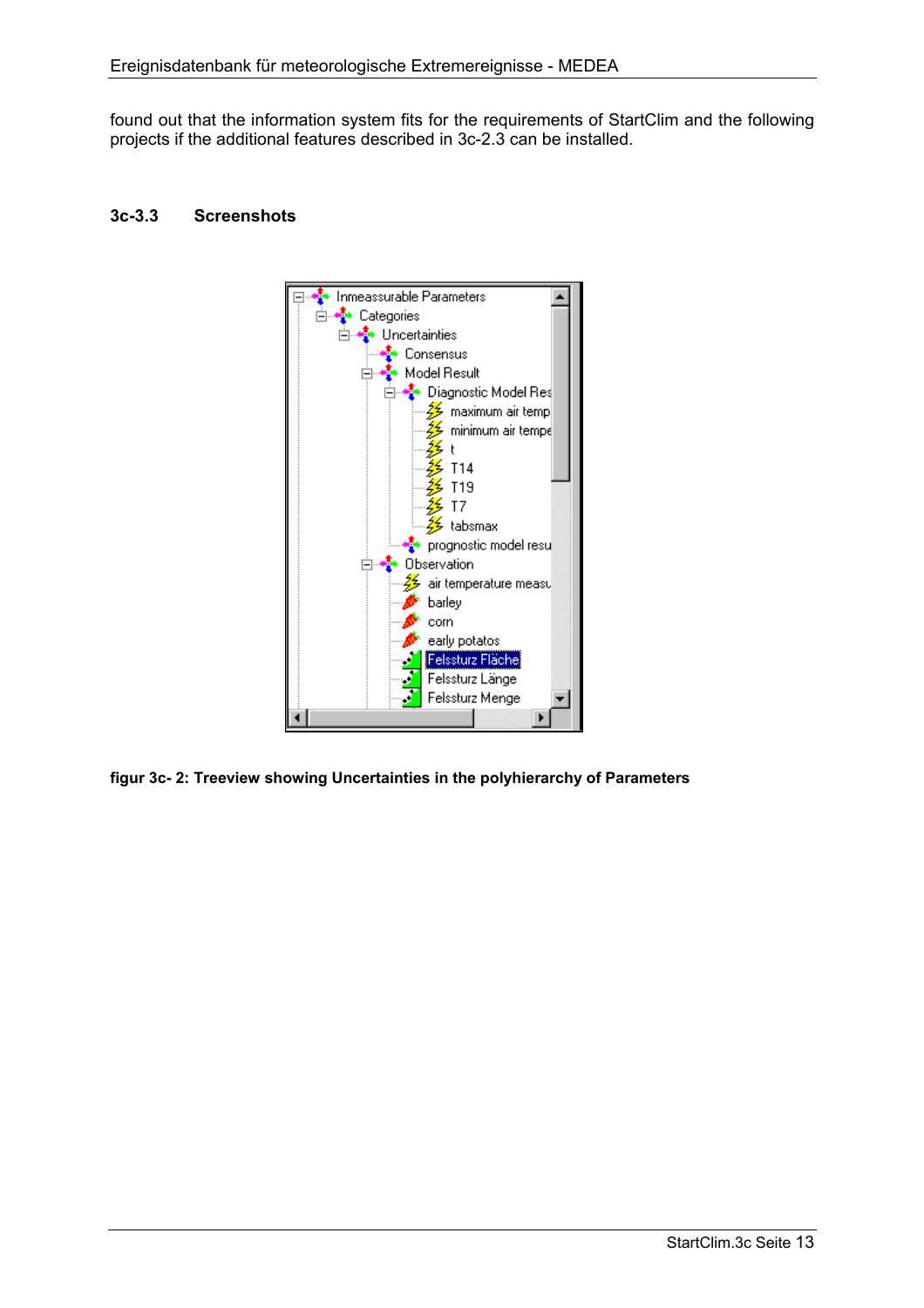found out that the information system fits for the requirements of StartClim and the following projects if the additional features described in 3c-2.3 can be installed.

### 3c-3.3 Screenshots

**figur 3c- 2: Treeview showing Uncertainties in the polyhierarchy of Parameters**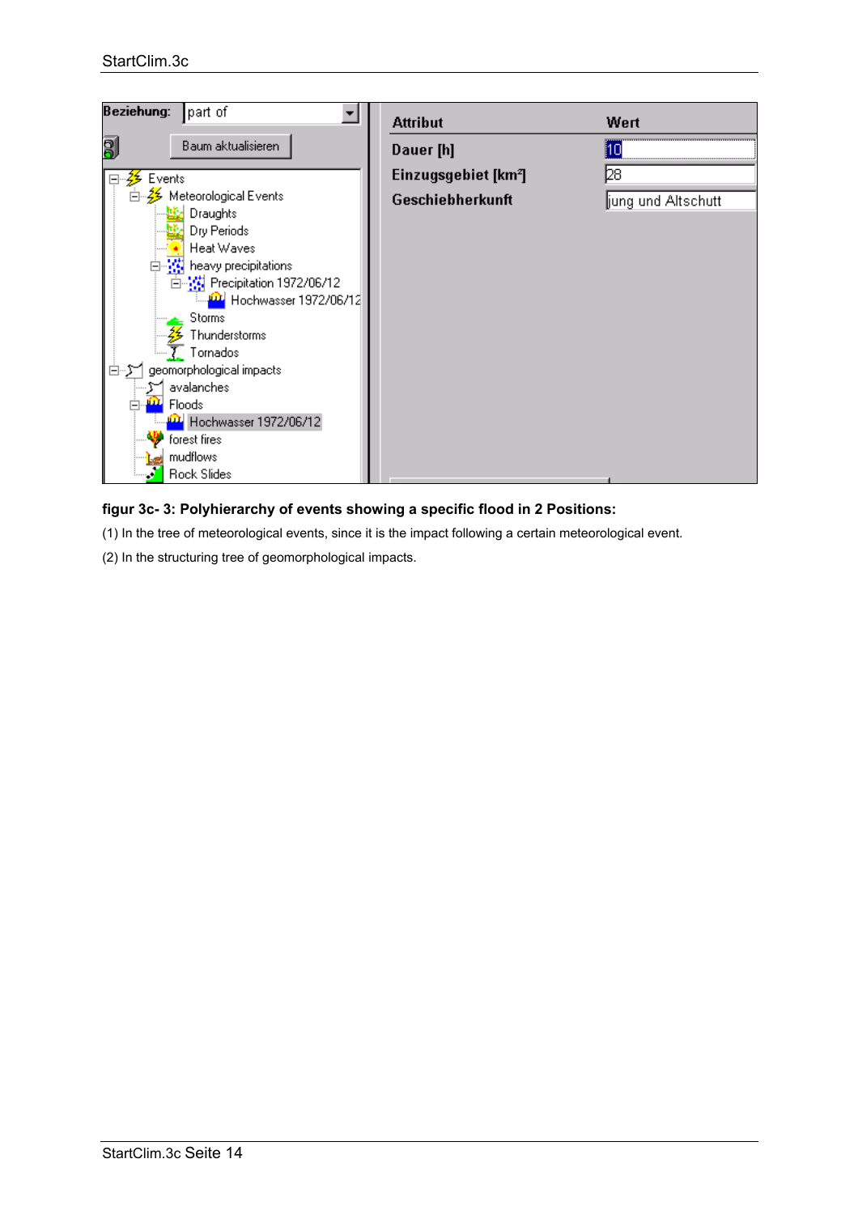**figur 3c- 3: Polyhierarchy of events showing a specific flood in 2 Positions:**

(1) In the tree of meteorological events, since it is the impact following a certain meteorological event.

(2) In the structuring tree of geomorphological impacts.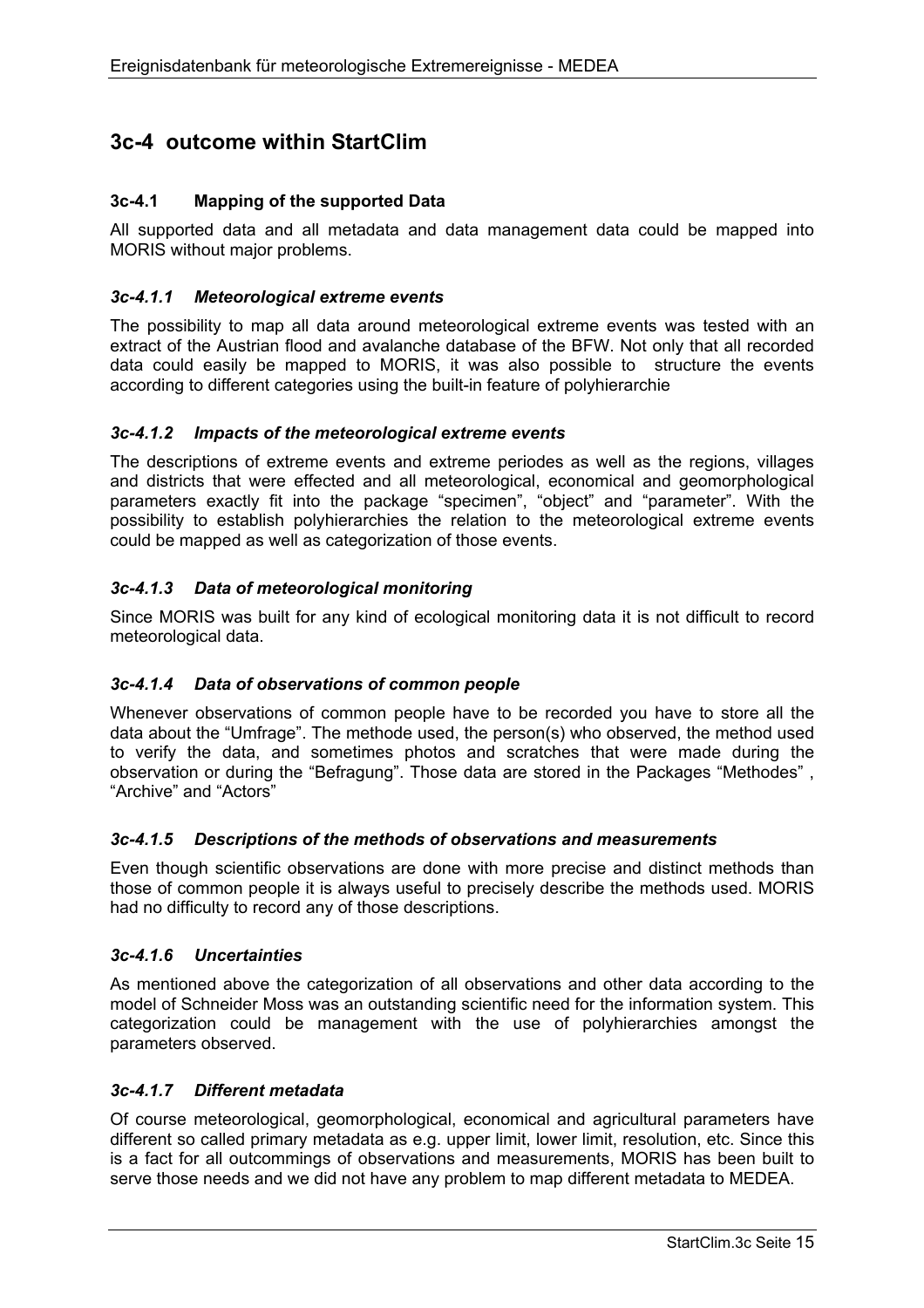## 3c-4 outcome within StartClim

### 3c-4.1 Mapping of the supported Data

All supported data and all metadata and data management data could be mapped into MORIS without major problems.

#### *3c-4.1.1 Meteorological extreme events*

The possibility to map all data around meteorological extreme events was tested with an extract of the Austrian flood and avalanche database of the BFW. Not only that all recorded data could easily be mapped to MORIS, it was also possible to structure the events according to different categories using the built-in feature of polyhierarchie

#### *3c-4.1.2 Impacts of the meteorological extreme events*

The descriptions of extreme events and extreme periodes as well as the regions, villages and districts that were effected and all meteorological, economical and geomorphological parameters exactly fit into the package "specimen", "object" and "parameter". With the possibility to establish polyhierarchies the relation to the meteorological extreme events could be mapped as well as categorization of those events.

#### *3c-4.1.3 Data of meteorological monitoring*

Since MORIS was built for any kind of ecological monitoring data it is not difficult to record meteorological data.

#### *3c-4.1.4 Data of observations of common people*

Whenever observations of common people have to be recorded you have to store all the data about the "Umfrage". The methode used, the person(s) who observed, the method used to verify the data, and sometimes photos and scratches that were made during the observation or during the "Befragung". Those data are stored in the Packages "Methodes" , "Archive" and "Actors"

#### *3c-4.1.5 Descriptions of the methods of observations and measurements*

Even though scientific observations are done with more precise and distinct methods than those of common people it is always useful to precisely describe the methods used. MORIS had no difficulty to record any of those descriptions.

#### *3c-4.1.6 Uncertainties*

As mentioned above the categorization of all observations and other data according to the model of Schneider Moss was an outstanding scientific need for the information system. This categorization could be management with the use of polyhierarchies amongst the parameters observed.

#### *3c-4.1.7 Different metadata*

Of course meteorological, geomorphological, economical and agricultural parameters have different so called primary metadata as e.g. upper limit, lower limit, resolution, etc. Since this is a fact for all outcommings of observations and measurements, MORIS has been built to serve those needs and we did not have any problem to map different metadata to MEDEA.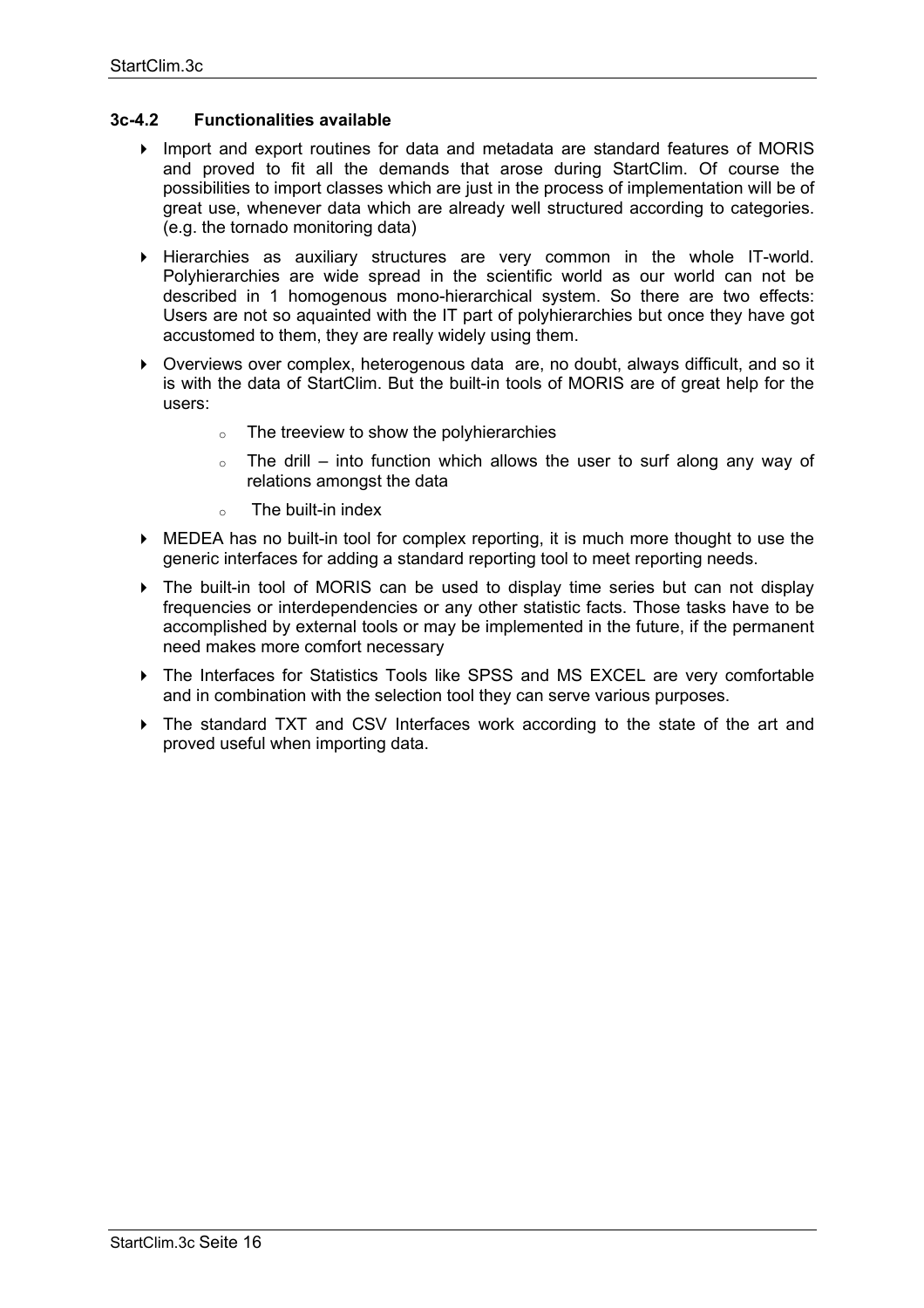### 3c-4.2 Functionalities available

- Import and export routines for data and metadata are standard features of MORIS and proved to fit all the demands that arose during StartClim. Of course the possibilities to import classes which are just in the process of implementation will be of great use, whenever data which are already well structured according to categories. (e.g. the tornado monitoring data)
- Hierarchies as auxiliary structures are very common in the whole IT-world. Polyhierarchies are wide spread in the scientific world as our world can not be described in 1 homogenous mono-hierarchical system. So there are two effects: Users are not so aquainted with the IT part of polyhierarchies but once they have got accustomed to them, they are really widely using them.
- Overviews over complex, heterogenous data are, no doubt, always difficult, and so it is with the data of StartClim. But the built-in tools of MORIS are of great help for the users:
  - The treeview to show the polyhierarchies
  - The drill – into function which allows the user to surf along any way of relations amongst the data
  - The built-in index
- MEDEA has no built-in tool for complex reporting, it is much more thought to use the generic interfaces for adding a standard reporting tool to meet reporting needs.
- The built-in tool of MORIS can be used to display time series but can not display frequencies or interdependencies or any other statistic facts. Those tasks have to be accomplished by external tools or may be implemented in the future, if the permanent need makes more comfort necessary
- The Interfaces for Statistics Tools like SPSS and MS EXCEL are very comfortable and in combination with the selection tool they can serve various purposes.
- The standard TXT and CSV Interfaces work according to the state of the art and proved useful when importing data.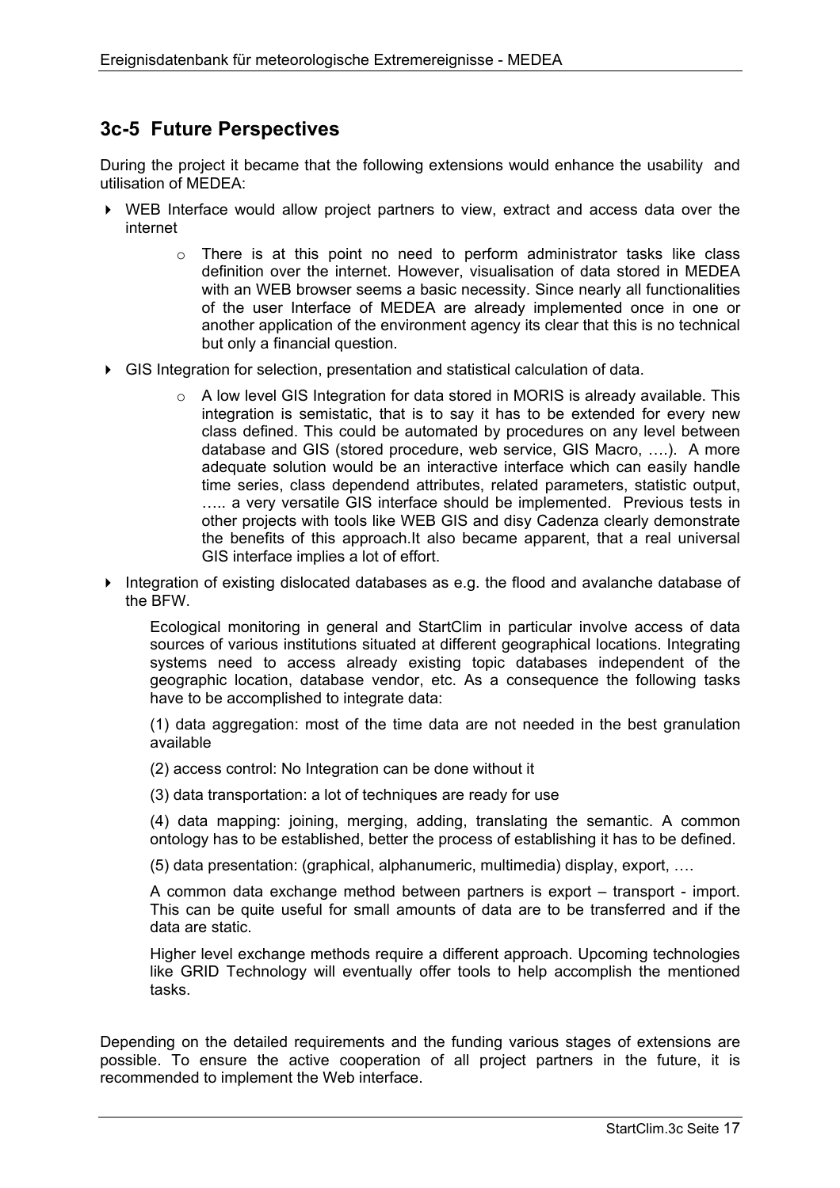## 3c-5 Future Perspectives

During the project it became that the following extensions would enhance the usability and utilisation of MEDEA:

- WEB Interface would allow project partners to view, extract and access data over the internet
  - There is at this point no need to perform administrator tasks like class definition over the internet. However, visualisation of data stored in MEDEA with an WEB browser seems a basic necessity. Since nearly all functionalities of the user Interface of MEDEA are already implemented once in one or another application of the environment agency its clear that this is no technical but only a financial question.
- GIS Integration for selection, presentation and statistical calculation of data.
  - A low level GIS Integration for data stored in MORIS is already available. This integration is semistatic, that is to say it has to be extended for every new class defined. This could be automated by procedures on any level between database and GIS (stored procedure, web service, GIS Macro, ….). A more adequate solution would be an interactive interface which can easily handle time series, class dependend attributes, related parameters, statistic output, ….. a very versatile GIS interface should be implemented. Previous tests in other projects with tools like WEB GIS and disy Cadenza clearly demonstrate the benefits of this approach.It also became apparent, that a real universal GIS interface implies a lot of effort.
- Integration of existing dislocated databases as e.g. the flood and avalanche database of the BFW.

  Ecological monitoring in general and StartClim in particular involve access of data sources of various institutions situated at different geographical locations. Integrating systems need to access already existing topic databases independent of the geographic location, database vendor, etc. As a consequence the following tasks have to be accomplished to integrate data:

  (1) data aggregation: most of the time data are not needed in the best granulation available

  (2) access control: No Integration can be done without it

  (3) data transportation: a lot of techniques are ready for use

  (4) data mapping: joining, merging, adding, translating the semantic. A common ontology has to be established, better the process of establishing it has to be defined.

  (5) data presentation: (graphical, alphanumeric, multimedia) display, export, ….

  A common data exchange method between partners is export – transport - import. This can be quite useful for small amounts of data are to be transferred and if the data are static.

  Higher level exchange methods require a different approach. Upcoming technologies like GRID Technology will eventually offer tools to help accomplish the mentioned tasks.

Depending on the detailed requirements and the funding various stages of extensions are possible. To ensure the active cooperation of all project partners in the future, it is recommended to implement the Web interface.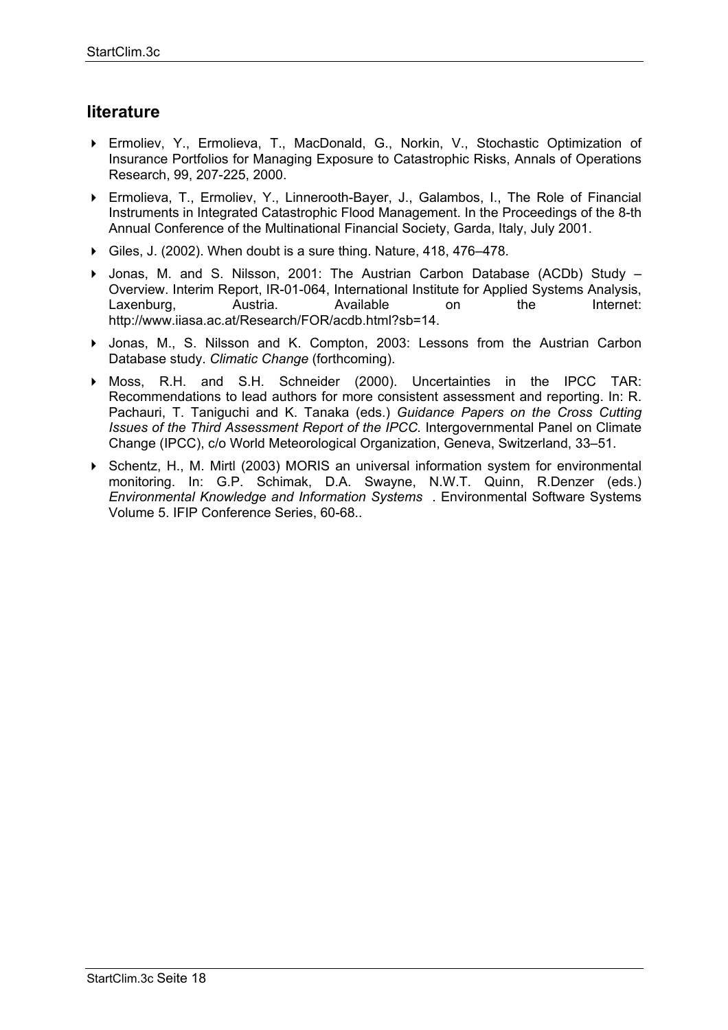## literature

- Ermoliev, Y., Ermolieva, T., MacDonald, G., Norkin, V., Stochastic Optimization of Insurance Portfolios for Managing Exposure to Catastrophic Risks, Annals of Operations Research, 99, 207-225, 2000.
- Ermolieva, T., Ermoliev, Y., Linnerooth-Bayer, J., Galambos, I., The Role of Financial Instruments in Integrated Catastrophic Flood Management. In the Proceedings of the 8-th Annual Conference of the Multinational Financial Society, Garda, Italy, July 2001.
- Giles, J. (2002). When doubt is a sure thing. Nature, 418, 476–478.
- Jonas, M. and S. Nilsson, 2001: The Austrian Carbon Database (ACDb) Study – Overview. Interim Report, IR-01-064, International Institute for Applied Systems Analysis, Laxenburg, Austria. Available on the Internet: http://www.iiasa.ac.at/Research/FOR/acdb.html?sb=14.
- Jonas, M., S. Nilsson and K. Compton, 2003: Lessons from the Austrian Carbon Database study. *Climatic Change* (forthcoming).
- Moss, R.H. and S.H. Schneider (2000). Uncertainties in the IPCC TAR: Recommendations to lead authors for more consistent assessment and reporting. In: R. Pachauri, T. Taniguchi and K. Tanaka (eds.) *Guidance Papers on the Cross Cutting Issues of the Third Assessment Report of the IPCC.* Intergovernmental Panel on Climate Change (IPCC), c/o World Meteorological Organization, Geneva, Switzerland, 33–51.
- Schentz, H., M. Mirtl (2003) MORIS an universal information system for environmental monitoring. In: G.P. Schimak, D.A. Swayne, N.W.T. Quinn, R.Denzer (eds.) *Environmental Knowledge and Information Systems* . Environmental Software Systems Volume 5. IFIP Conference Series, 60-68..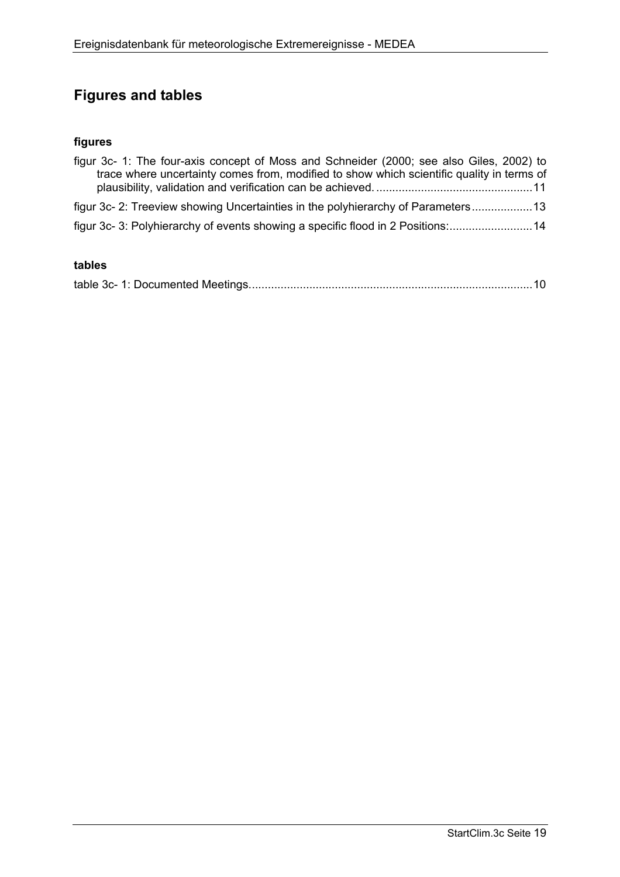## Figures and tables

### figures

figur 3c- 1: The four-axis concept of Moss and Schneider (2000; see also Giles, 2002) to trace where uncertainty comes from, modified to show which scientific quality in terms of plausibility, validation and verification can be achieved. ................................................ 11

figur 3c- 2: Treeview showing Uncertainties in the polyhierarchy of Parameters ................... 13

figur 3c- 3: Polyhierarchy of events showing a specific flood in 2 Positions: ......................... 14

### tables

table 3c- 1: Documented Meetings. ....................................................................................... 10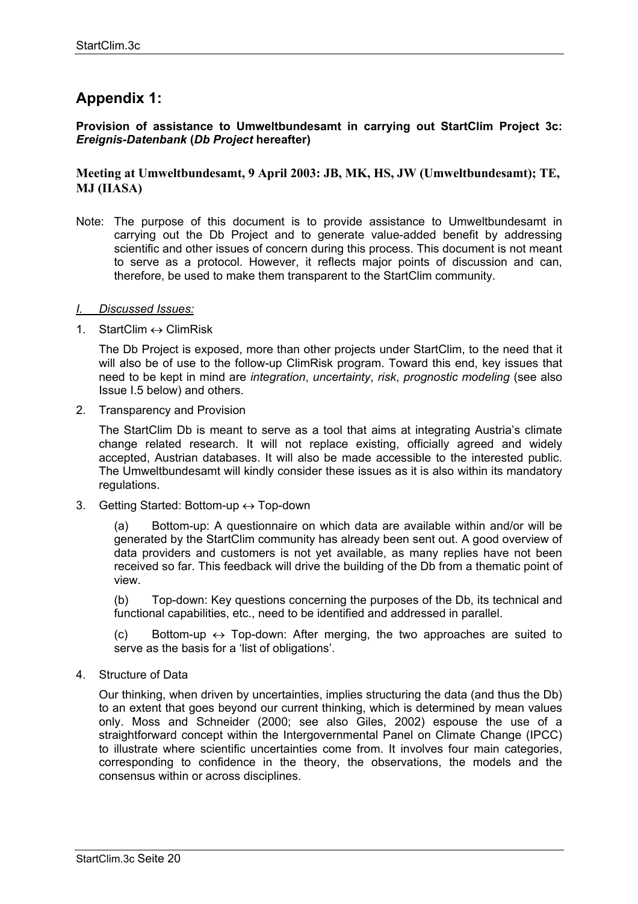# Appendix 1:

**Provision of assistance to Umweltbundesamt in carrying out StartClim Project 3c: *Ereignis-Datenbank* (*Db Project* hereafter)**

**Meeting at Umweltbundesamt, 9 April 2003: JB, MK, HS, JW (Umweltbundesamt); TE, MJ (IIASA)**

Note: The purpose of this document is to provide assistance to Umweltbundesamt in carrying out the Db Project and to generate value-added benefit by addressing scientific and other issues of concern during this process. This document is not meant to serve as a protocol. However, it reflects major points of discussion and can, therefore, be used to make them transparent to the StartClim community.

*I. Discussed Issues:*

1. StartClim ↔ ClimRisk

   The Db Project is exposed, more than other projects under StartClim, to the need that it will also be of use to the follow-up ClimRisk program. Toward this end, key issues that need to be kept in mind are *integration*, *uncertainty*, *risk*, *prognostic modeling* (see also Issue I.5 below) and others.

2. Transparency and Provision

   The StartClim Db is meant to serve as a tool that aims at integrating Austria's climate change related research. It will not replace existing, officially agreed and widely accepted, Austrian databases. It will also be made accessible to the interested public. The Umweltbundesamt will kindly consider these issues as it is also within its mandatory regulations.

3. Getting Started: Bottom-up ↔ Top-down

   (a) Bottom-up: A questionnaire on which data are available within and/or will be generated by the StartClim community has already been sent out. A good overview of data providers and customers is not yet available, as many replies have not been received so far. This feedback will drive the building of the Db from a thematic point of view.

   (b) Top-down: Key questions concerning the purposes of the Db, its technical and functional capabilities, etc., need to be identified and addressed in parallel.

   (c) Bottom-up ↔ Top-down: After merging, the two approaches are suited to serve as the basis for a 'list of obligations'.

4. Structure of Data

   Our thinking, when driven by uncertainties, implies structuring the data (and thus the Db) to an extent that goes beyond our current thinking, which is determined by mean values only. Moss and Schneider (2000; see also Giles, 2002) espouse the use of a straightforward concept within the Intergovernmental Panel on Climate Change (IPCC) to illustrate where scientific uncertainties come from. It involves four main categories, corresponding to confidence in the theory, the observations, the models and the consensus within or across disciplines.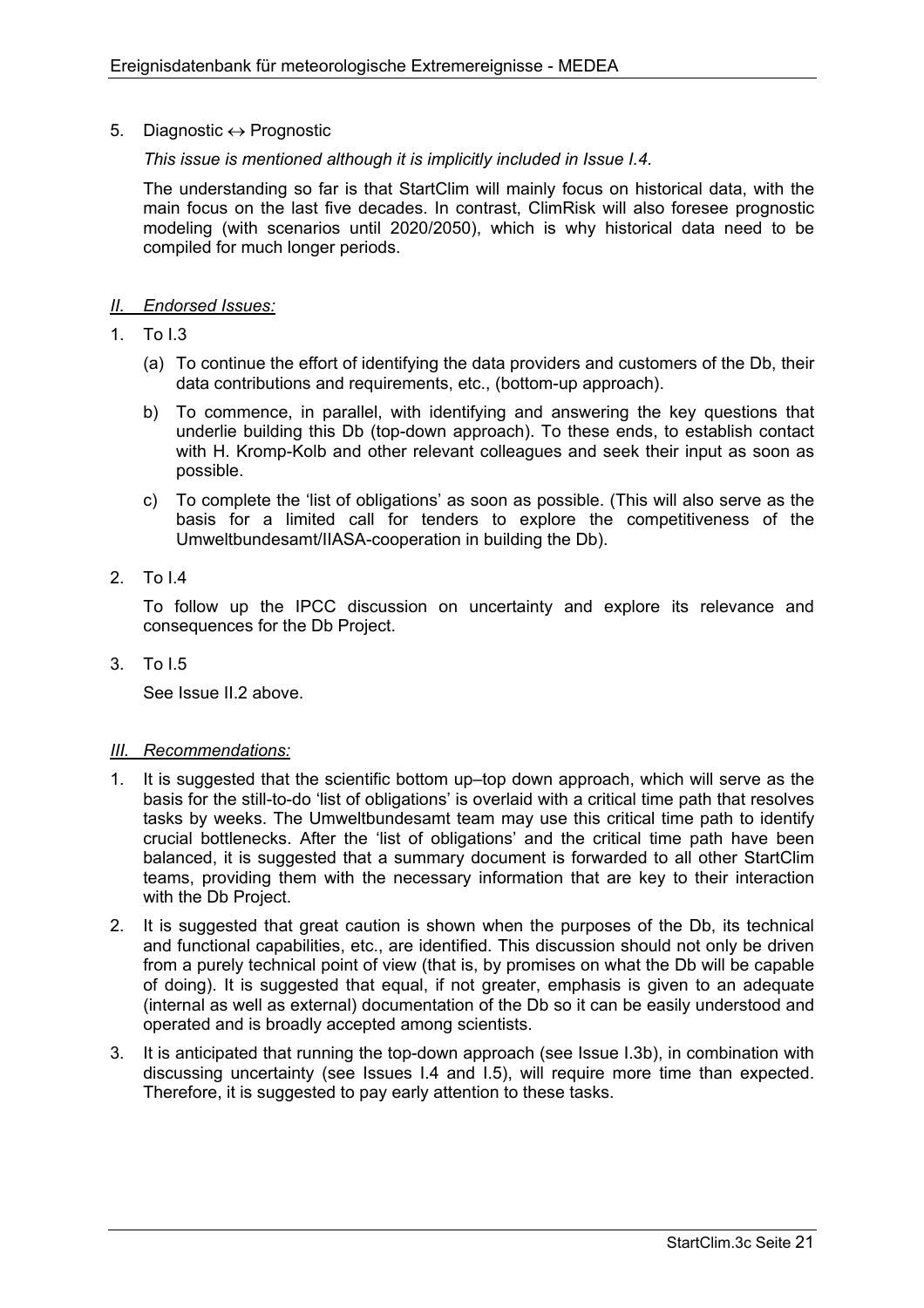5. Diagnostic ↔ Prognostic

   *This issue is mentioned although it is implicitly included in Issue I.4.*

   The understanding so far is that StartClim will mainly focus on historical data, with the main focus on the last five decades. In contrast, ClimRisk will also foresee prognostic modeling (with scenarios until 2020/2050), which is why historical data need to be compiled for much longer periods.

*II. Endorsed Issues:*

1. To I.3

   (a) To continue the effort of identifying the data providers and customers of the Db, their data contributions and requirements, etc., (bottom-up approach).

   b) To commence, in parallel, with identifying and answering the key questions that underlie building this Db (top-down approach). To these ends, to establish contact with H. Kromp-Kolb and other relevant colleagues and seek their input as soon as possible.

   c) To complete the 'list of obligations' as soon as possible. (This will also serve as the basis for a limited call for tenders to explore the competitiveness of the Umweltbundesamt/IIASA-cooperation in building the Db).

2. To I.4

   To follow up the IPCC discussion on uncertainty and explore its relevance and consequences for the Db Project.

3. To I.5

   See Issue II.2 above.

*III. Recommendations:*

1. It is suggested that the scientific bottom up–top down approach, which will serve as the basis for the still-to-do 'list of obligations' is overlaid with a critical time path that resolves tasks by weeks. The Umweltbundesamt team may use this critical time path to identify crucial bottlenecks. After the 'list of obligations' and the critical time path have been balanced, it is suggested that a summary document is forwarded to all other StartClim teams, providing them with the necessary information that are key to their interaction with the Db Project.
2. It is suggested that great caution is shown when the purposes of the Db, its technical and functional capabilities, etc., are identified. This discussion should not only be driven from a purely technical point of view (that is, by promises on what the Db will be capable of doing). It is suggested that equal, if not greater, emphasis is given to an adequate (internal as well as external) documentation of the Db so it can be easily understood and operated and is broadly accepted among scientists.
3. It is anticipated that running the top-down approach (see Issue I.3b), in combination with discussing uncertainty (see Issues I.4 and I.5), will require more time than expected. Therefore, it is suggested to pay early attention to these tasks.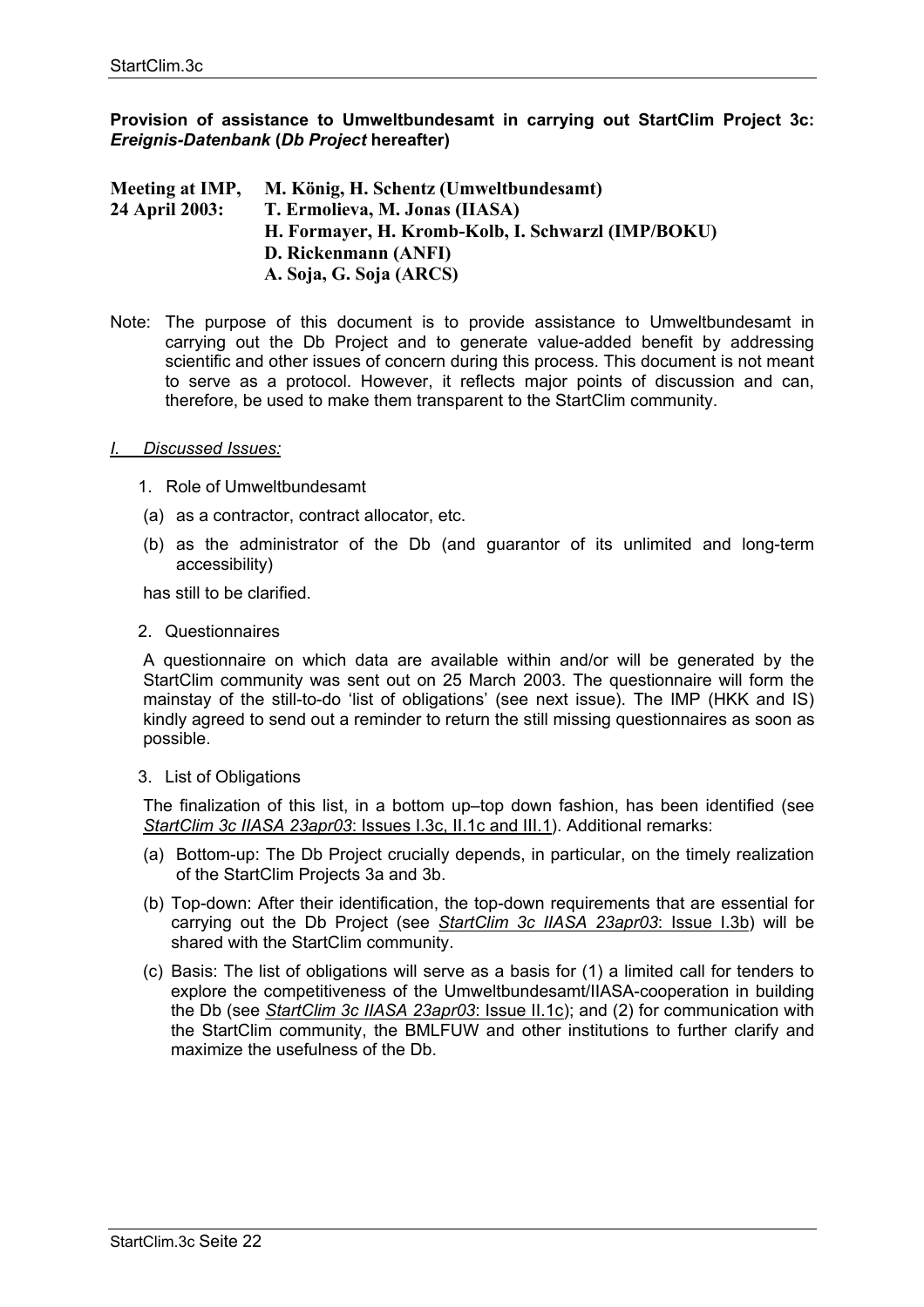**Provision of assistance to Umweltbundesamt in carrying out StartClim Project 3c: *Ereignis-Datenbank* (*Db Project* hereafter)**

**Meeting at IMP, 24 April 2003:**
**M. König, H. Schentz (Umweltbundesamt)**
**T. Ermolieva, M. Jonas (IIASA)**
**H. Formayer, H. Kromb-Kolb, I. Schwarzl (IMP/BOKU)**
**D. Rickenmann (ANFI)**
**A. Soja, G. Soja (ARCS)**

Note: The purpose of this document is to provide assistance to Umweltbundesamt in carrying out the Db Project and to generate value-added benefit by addressing scientific and other issues of concern during this process. This document is not meant to serve as a protocol. However, it reflects major points of discussion and can, therefore, be used to make them transparent to the StartClim community.

*I. Discussed Issues:*

1. Role of Umweltbundesamt

(a) as a contractor, contract allocator, etc.

(b) as the administrator of the Db (and guarantor of its unlimited and long-term accessibility)

has still to be clarified.

2. Questionnaires

A questionnaire on which data are available within and/or will be generated by the StartClim community was sent out on 25 March 2003. The questionnaire will form the mainstay of the still-to-do 'list of obligations' (see next issue). The IMP (HKK and IS) kindly agreed to send out a reminder to return the still missing questionnaires as soon as possible.

3. List of Obligations

The finalization of this list, in a bottom up–top down fashion, has been identified (see *StartClim 3c IIASA 23apr03*: Issues I.3c, II.1c and III.1). Additional remarks:

(a) Bottom-up: The Db Project crucially depends, in particular, on the timely realization of the StartClim Projects 3a and 3b.

(b) Top-down: After their identification, the top-down requirements that are essential for carrying out the Db Project (see *StartClim 3c IIASA 23apr03*: Issue I.3b) will be shared with the StartClim community.

(c) Basis: The list of obligations will serve as a basis for (1) a limited call for tenders to explore the competitiveness of the Umweltbundesamt/IIASA-cooperation in building the Db (see *StartClim 3c IIASA 23apr03*: Issue II.1c); and (2) for communication with the StartClim community, the BMLFUW and other institutions to further clarify and maximize the usefulness of the Db.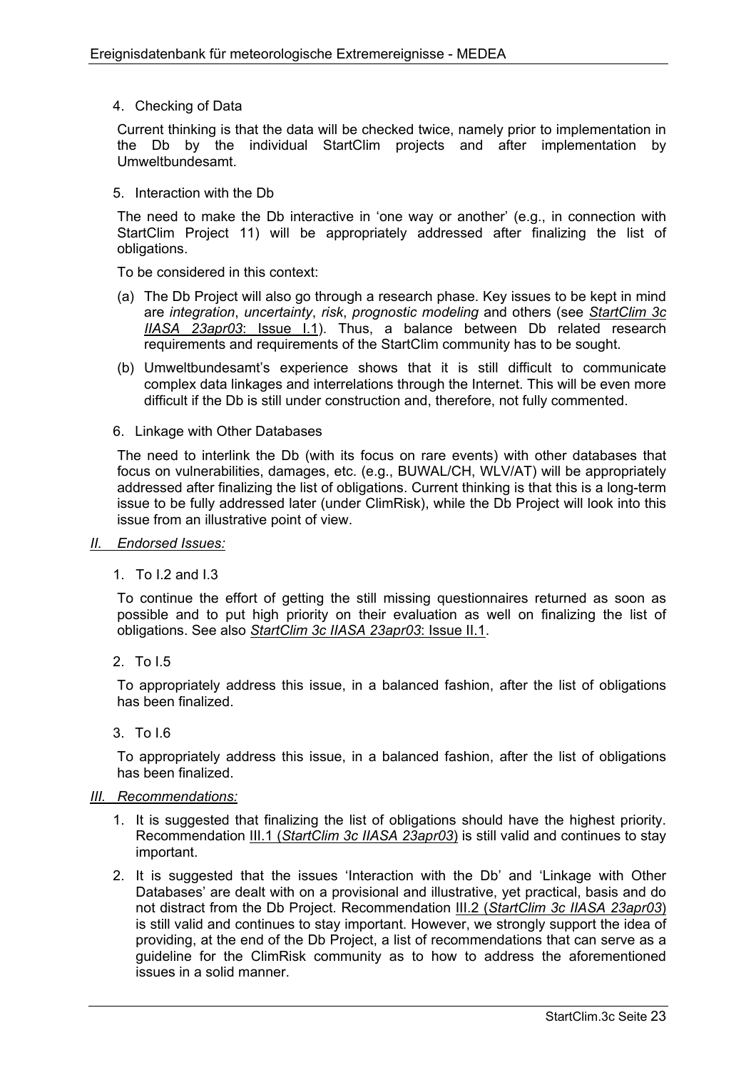4. Checking of Data

   Current thinking is that the data will be checked twice, namely prior to implementation in the Db by the individual StartClim projects and after implementation by Umweltbundesamt.

5. Interaction with the Db

   The need to make the Db interactive in 'one way or another' (e.g., in connection with StartClim Project 11) will be appropriately addressed after finalizing the list of obligations.

   To be considered in this context:

   (a) The Db Project will also go through a research phase. Key issues to be kept in mind are *integration*, *uncertainty*, *risk*, *prognostic modeling* and others (see *StartClim 3c IIASA 23apr03*: Issue I.1). Thus, a balance between Db related research requirements and requirements of the StartClim community has to be sought.

   (b) Umweltbundesamt's experience shows that it is still difficult to communicate complex data linkages and interrelations through the Internet. This will be even more difficult if the Db is still under construction and, therefore, not fully commented.

6. Linkage with Other Databases

   The need to interlink the Db (with its focus on rare events) with other databases that focus on vulnerabilities, damages, etc. (e.g., BUWAL/CH, WLV/AT) will be appropriately addressed after finalizing the list of obligations. Current thinking is that this is a long-term issue to be fully addressed later (under ClimRisk), while the Db Project will look into this issue from an illustrative point of view.

*II. Endorsed Issues:*

1. To I.2 and I.3

   To continue the effort of getting the still missing questionnaires returned as soon as possible and to put high priority on their evaluation as well on finalizing the list of obligations. See also *StartClim 3c IIASA 23apr03*: Issue II.1.

2. To I.5

   To appropriately address this issue, in a balanced fashion, after the list of obligations has been finalized.

3. To I.6

   To appropriately address this issue, in a balanced fashion, after the list of obligations has been finalized.

*III. Recommendations:*

1. It is suggested that finalizing the list of obligations should have the highest priority. Recommendation III.1 (*StartClim 3c IIASA 23apr03*) is still valid and continues to stay important.

2. It is suggested that the issues 'Interaction with the Db' and 'Linkage with Other Databases' are dealt with on a provisional and illustrative, yet practical, basis and do not distract from the Db Project. Recommendation III.2 (*StartClim 3c IIASA 23apr03*) is still valid and continues to stay important. However, we strongly support the idea of providing, at the end of the Db Project, a list of recommendations that can serve as a guideline for the ClimRisk community as to how to address the aforementioned issues in a solid manner.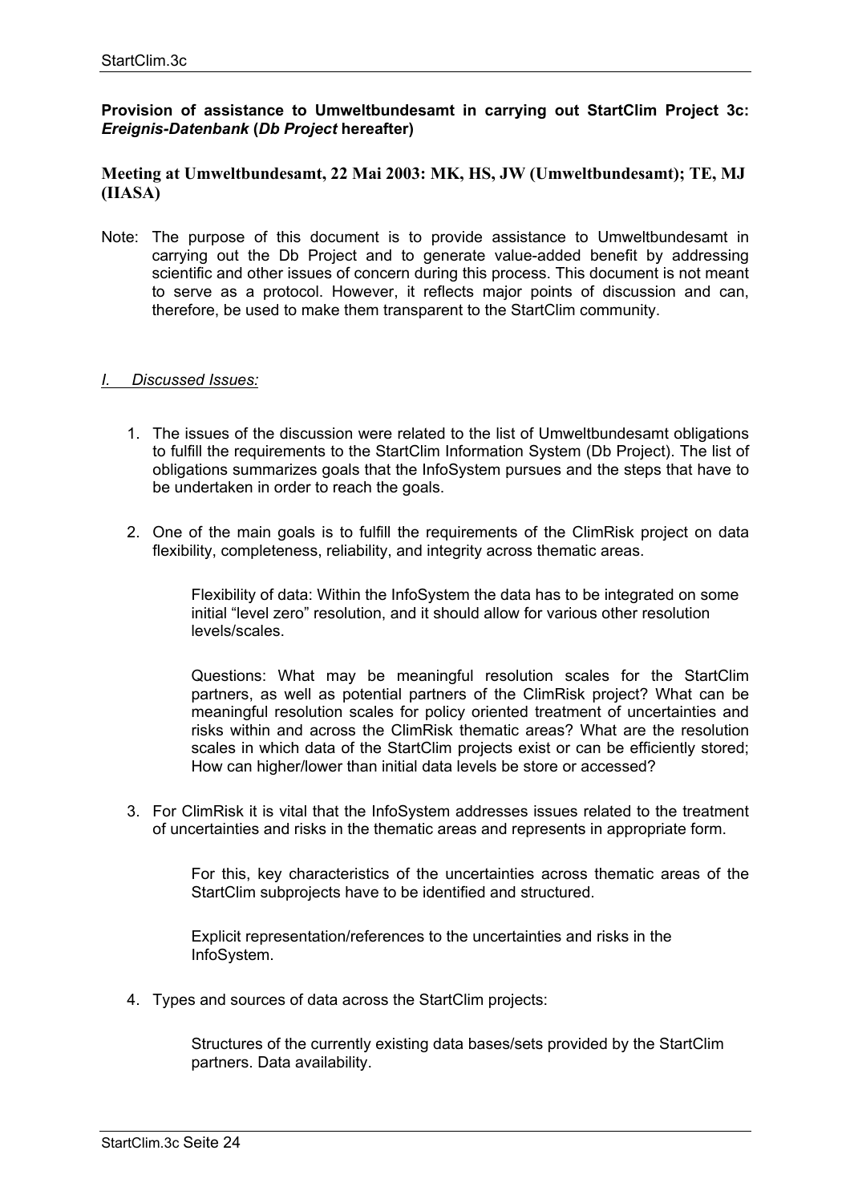**Provision of assistance to Umweltbundesamt in carrying out StartClim Project 3c: *Ereignis-Datenbank* (*Db Project* hereafter)**

**Meeting at Umweltbundesamt, 22 Mai 2003: MK, HS, JW (Umweltbundesamt); TE, MJ (IIASA)**

Note: The purpose of this document is to provide assistance to Umweltbundesamt in carrying out the Db Project and to generate value-added benefit by addressing scientific and other issues of concern during this process. This document is not meant to serve as a protocol. However, it reflects major points of discussion and can, therefore, be used to make them transparent to the StartClim community.

## *I. Discussed Issues:*

1. The issues of the discussion were related to the list of Umweltbundesamt obligations to fulfill the requirements to the StartClim Information System (Db Project). The list of obligations summarizes goals that the InfoSystem pursues and the steps that have to be undertaken in order to reach the goals.

2. One of the main goals is to fulfill the requirements of the ClimRisk project on data flexibility, completeness, reliability, and integrity across thematic areas.

   Flexibility of data: Within the InfoSystem the data has to be integrated on some initial "level zero" resolution, and it should allow for various other resolution levels/scales.

   Questions: What may be meaningful resolution scales for the StartClim partners, as well as potential partners of the ClimRisk project? What can be meaningful resolution scales for policy oriented treatment of uncertainties and risks within and across the ClimRisk thematic areas? What are the resolution scales in which data of the StartClim projects exist or can be efficiently stored; How can higher/lower than initial data levels be store or accessed?

3. For ClimRisk it is vital that the InfoSystem addresses issues related to the treatment of uncertainties and risks in the thematic areas and represents in appropriate form.

   For this, key characteristics of the uncertainties across thematic areas of the StartClim subprojects have to be identified and structured.

   Explicit representation/references to the uncertainties and risks in the InfoSystem.

4. Types and sources of data across the StartClim projects:

   Structures of the currently existing data bases/sets provided by the StartClim partners. Data availability.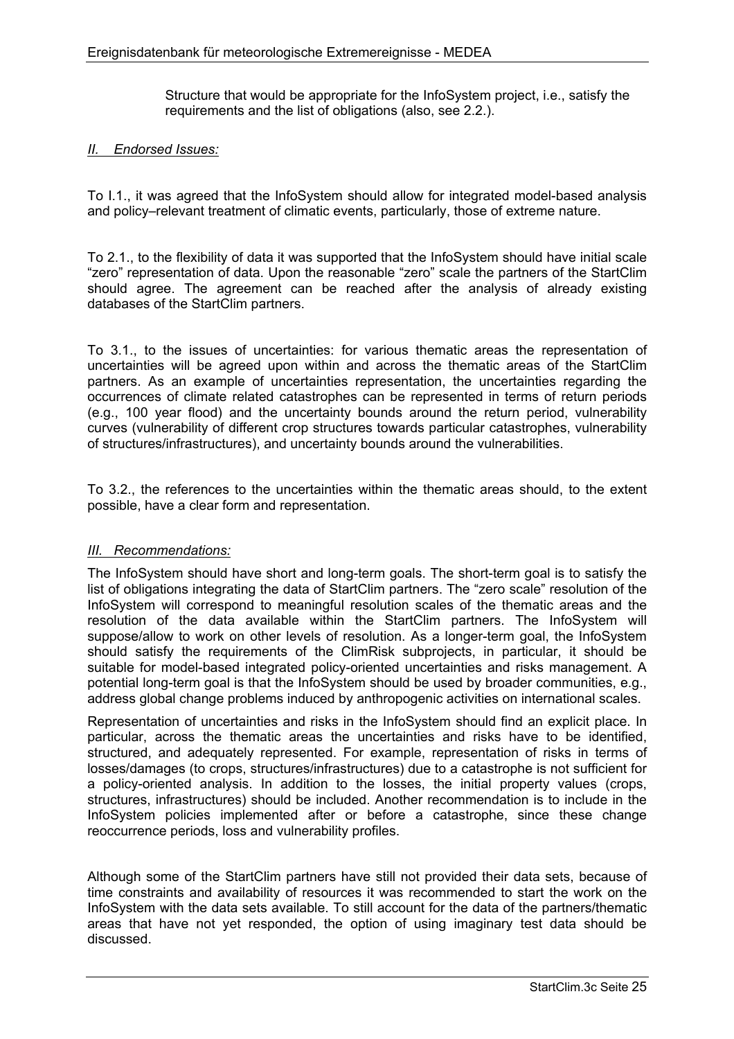Structure that would be appropriate for the InfoSystem project, i.e., satisfy the requirements and the list of obligations (also, see 2.2.).

*II. Endorsed Issues:*

To I.1., it was agreed that the InfoSystem should allow for integrated model-based analysis and policy–relevant treatment of climatic events, particularly, those of extreme nature.

To 2.1., to the flexibility of data it was supported that the InfoSystem should have initial scale "zero" representation of data. Upon the reasonable "zero" scale the partners of the StartClim should agree. The agreement can be reached after the analysis of already existing databases of the StartClim partners.

To 3.1., to the issues of uncertainties: for various thematic areas the representation of uncertainties will be agreed upon within and across the thematic areas of the StartClim partners. As an example of uncertainties representation, the uncertainties regarding the occurrences of climate related catastrophes can be represented in terms of return periods (e.g., 100 year flood) and the uncertainty bounds around the return period, vulnerability curves (vulnerability of different crop structures towards particular catastrophes, vulnerability of structures/infrastructures), and uncertainty bounds around the vulnerabilities.

To 3.2., the references to the uncertainties within the thematic areas should, to the extent possible, have a clear form and representation.

*III. Recommendations:*

The InfoSystem should have short and long-term goals. The short-term goal is to satisfy the list of obligations integrating the data of StartClim partners. The "zero scale" resolution of the InfoSystem will correspond to meaningful resolution scales of the thematic areas and the resolution of the data available within the StartClim partners. The InfoSystem will suppose/allow to work on other levels of resolution. As a longer-term goal, the InfoSystem should satisfy the requirements of the ClimRisk subprojects, in particular, it should be suitable for model-based integrated policy-oriented uncertainties and risks management. A potential long-term goal is that the InfoSystem should be used by broader communities, e.g., address global change problems induced by anthropogenic activities on international scales.

Representation of uncertainties and risks in the InfoSystem should find an explicit place. In particular, across the thematic areas the uncertainties and risks have to be identified, structured, and adequately represented. For example, representation of risks in terms of losses/damages (to crops, structures/infrastructures) due to a catastrophe is not sufficient for a policy-oriented analysis. In addition to the losses, the initial property values (crops, structures, infrastructures) should be included. Another recommendation is to include in the InfoSystem policies implemented after or before a catastrophe, since these change reoccurrence periods, loss and vulnerability profiles.

Although some of the StartClim partners have still not provided their data sets, because of time constraints and availability of resources it was recommended to start the work on the InfoSystem with the data sets available. To still account for the data of the partners/thematic areas that have not yet responded, the option of using imaginary test data should be discussed.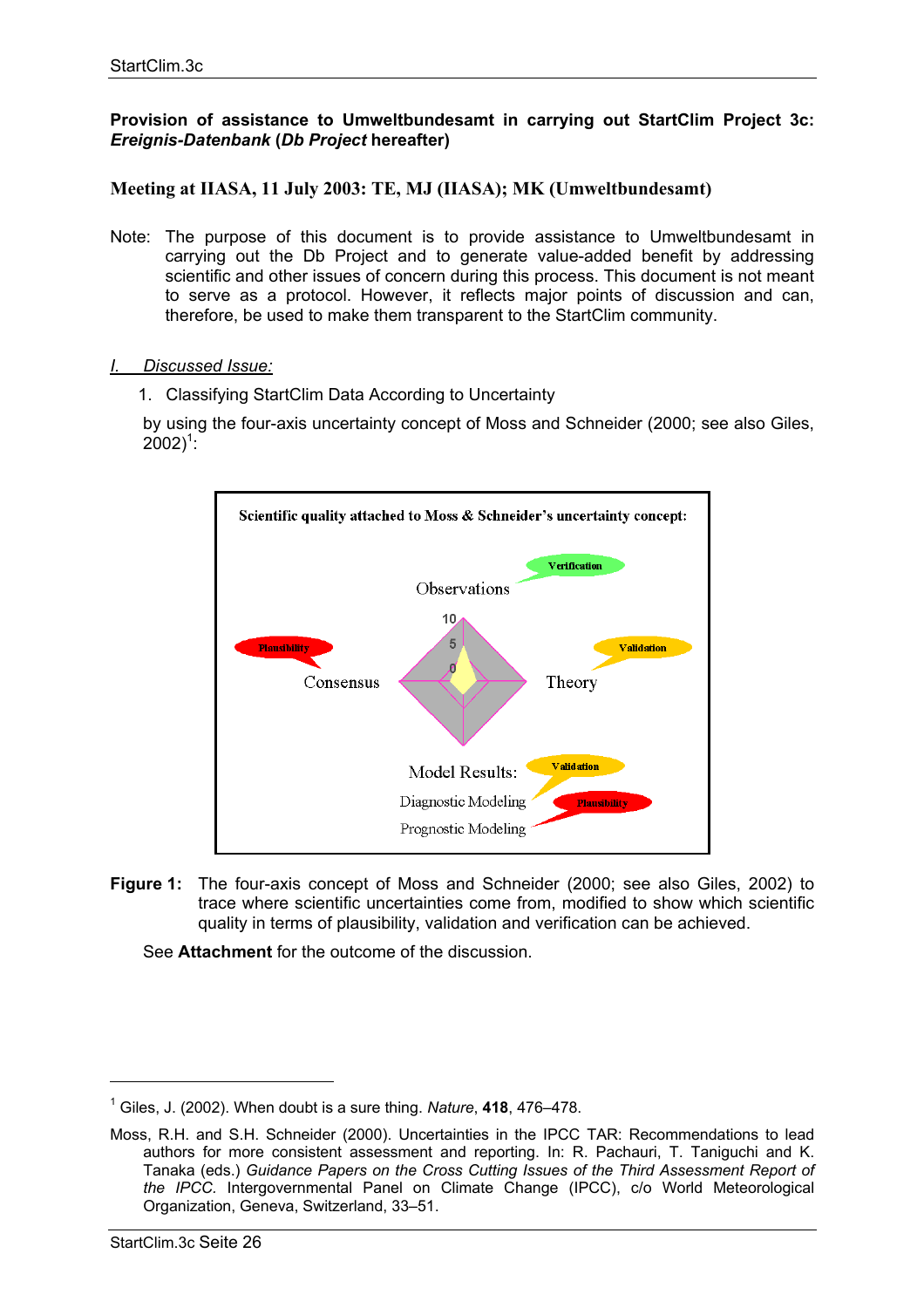**Provision of assistance to Umweltbundesamt in carrying out StartClim Project 3c: *Ereignis-Datenbank* (*Db Project* hereafter)**

**Meeting at IIASA, 11 July 2003: TE, MJ (IIASA); MK (Umweltbundesamt)**

Note: The purpose of this document is to provide assistance to Umweltbundesamt in carrying out the Db Project and to generate value-added benefit by addressing scientific and other issues of concern during this process. This document is not meant to serve as a protocol. However, it reflects major points of discussion and can, therefore, be used to make them transparent to the StartClim community.

*I. Discussed Issue:*

1. Classifying StartClim Data According to Uncertainty

by using the four-axis uncertainty concept of Moss and Schneider (2000; see also Giles, 2002)[1]:

Scientific quality attached to Moss & Schneider's uncertainty concept:

Observations — Verification

Consensus — Plausibility

Theory — Validation

Model Results: Diagnostic Modeling — Validation; Prognostic Modeling — Plausibility

**Figure 1:** The four-axis concept of Moss and Schneider (2000; see also Giles, 2002) to trace where scientific uncertainties come from, modified to show which scientific quality in terms of plausibility, validation and verification can be achieved.

See **Attachment** for the outcome of the discussion.

---

[1] Giles, J. (2002). When doubt is a sure thing. *Nature*, **418**, 476–478.

Moss, R.H. and S.H. Schneider (2000). Uncertainties in the IPCC TAR: Recommendations to lead authors for more consistent assessment and reporting. In: R. Pachauri, T. Taniguchi and K. Tanaka (eds.) *Guidance Papers on the Cross Cutting Issues of the Third Assessment Report of the IPCC.* Intergovernmental Panel on Climate Change (IPCC), c/o World Meteorological Organization, Geneva, Switzerland, 33–51.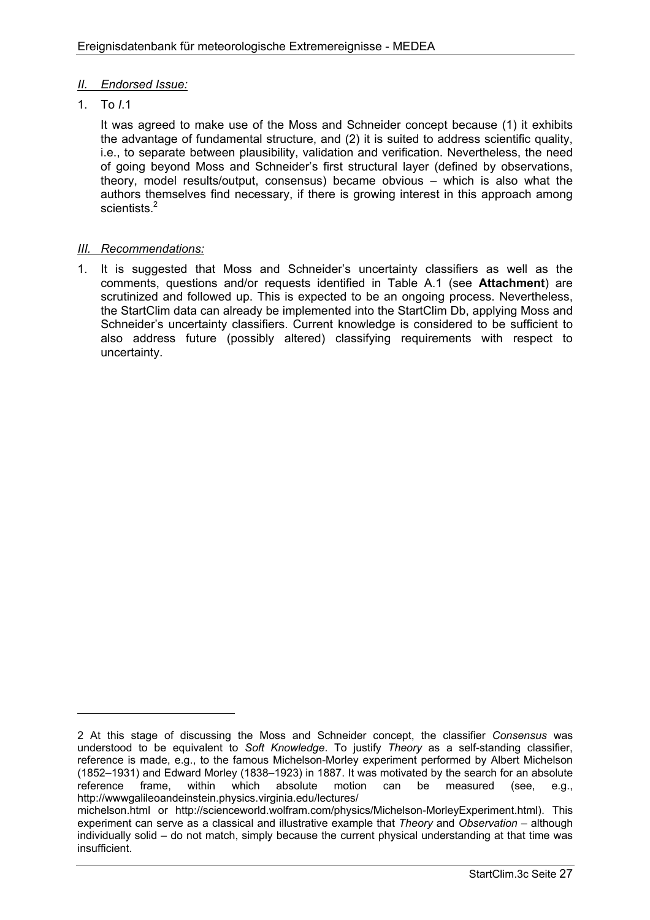*II. Endorsed Issue:*

1. To *I*.1

   It was agreed to make use of the Moss and Schneider concept because (1) it exhibits the advantage of fundamental structure, and (2) it is suited to address scientific quality, i.e., to separate between plausibility, validation and verification. Nevertheless, the need of going beyond Moss and Schneider's first structural layer (defined by observations, theory, model results/output, consensus) became obvious – which is also what the authors themselves find necessary, if there is growing interest in this approach among scientists.[2]

*III. Recommendations:*

1. It is suggested that Moss and Schneider's uncertainty classifiers as well as the comments, questions and/or requests identified in Table A.1 (see **Attachment**) are scrutinized and followed up. This is expected to be an ongoing process. Nevertheless, the StartClim data can already be implemented into the StartClim Db, applying Moss and Schneider's uncertainty classifiers. Current knowledge is considered to be sufficient to also address future (possibly altered) classifying requirements with respect to uncertainty.

---

2 At this stage of discussing the Moss and Schneider concept, the classifier *Consensus* was understood to be equivalent to *Soft Knowledge*. To justify *Theory* as a self-standing classifier, reference is made, e.g., to the famous Michelson-Morley experiment performed by Albert Michelson (1852–1931) and Edward Morley (1838–1923) in 1887. It was motivated by the search for an absolute reference frame, within which absolute motion can be measured (see, e.g., http://wwwgalileoandeinstein.physics.virginia.edu/lectures/michelson.html or http://scienceworld.wolfram.com/physics/Michelson-MorleyExperiment.html). This experiment can serve as a classical and illustrative example that *Theory* and *Observation* – although individually solid – do not match, simply because the current physical understanding at that time was insufficient.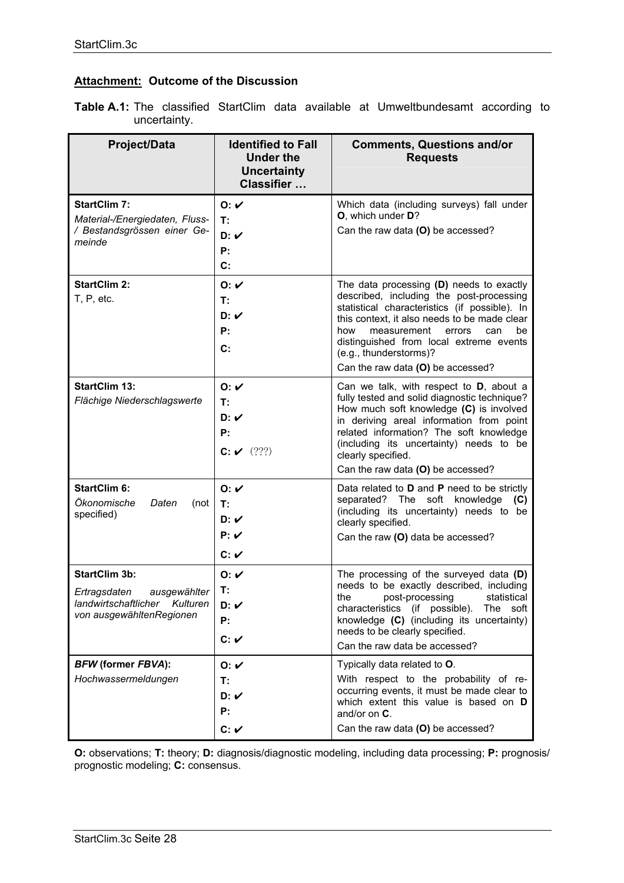## **Attachment:** Outcome of the Discussion

**Table A.1:** The classified StartClim data available at Umweltbundesamt according to uncertainty.

| Project/Data | Identified to Fall Under the Uncertainty Classifier … | Comments, Questions and/or Requests |
|---|---|---|
| **StartClim 7:**<br>*Material-/Energiedaten, Fluss-/ Bestandsgrössen einer Gemeinde* | **O:** ✔<br>**T:**<br>**D:** ✔<br>**P:**<br>**C:** | Which data (including surveys) fall under **O**, which under **D**?<br>Can the raw data **(O)** be accessed? |
| **StartClim 2:**<br>T, P, etc. | **O:** ✔<br>**T:**<br>**D:** ✔<br>**P:**<br>**C:** | The data processing **(D)** needs to exactly described, including the post-processing statistical characteristics (if possible). In this context, it also needs to be made clear how measurement errors can be distinguished from local extreme events (e.g., thunderstorms)?<br>Can the raw data **(O)** be accessed? |
| **StartClim 13:**<br>*Flächige Niederschlagswerte* | **O:** ✔<br>**T:**<br>**D:** ✔<br>**P:**<br>**C:** ✔ (???) | Can we talk, with respect to **D**, about a fully tested and solid diagnostic technique? How much soft knowledge **(C)** is involved in deriving areal information from point related information? The soft knowledge (including its uncertainty) needs to be clearly specified.<br>Can the raw data **(O)** be accessed? |
| **StartClim 6:**<br>*Ökonomische Daten* (not specified) | **O:** ✔<br>**T:**<br>**D:** ✔<br>**P:** ✔<br>**C:** ✔ | Data related to **D** and **P** need to be strictly separated? The soft knowledge **(C)** (including its uncertainty) needs to be clearly specified.<br>Can the raw **(O)** data be accessed? |
| **StartClim 3b:**<br>*Ertragsdaten ausgewählter landwirtschaftlicher Kulturen von ausgewähltenRegionen* | **O:** ✔<br>**T:**<br>**D:** ✔<br>**P:**<br>**C:** ✔ | The processing of the surveyed data **(D)** needs to be exactly described, including the post-processing statistical characteristics (if possible). The soft knowledge **(C)** (including its uncertainty) needs to be clearly specified.<br>Can the raw data be accessed? |
| ***BFW*** **(former** ***FBVA*****):**<br>*Hochwassermeldungen* | **O:** ✔<br>**T:**<br>**D:** ✔<br>**P:**<br>**C:** ✔ | Typically data related to **O**.<br>With respect to the probability of re-occurring events, it must be made clear to which extent this value is based on **D** and/or on **C**.<br>Can the raw data **(O)** be accessed? |

**O:** observations; **T:** theory; **D:** diagnosis/diagnostic modeling, including data processing; **P:** prognosis/ prognostic modeling; **C:** consensus.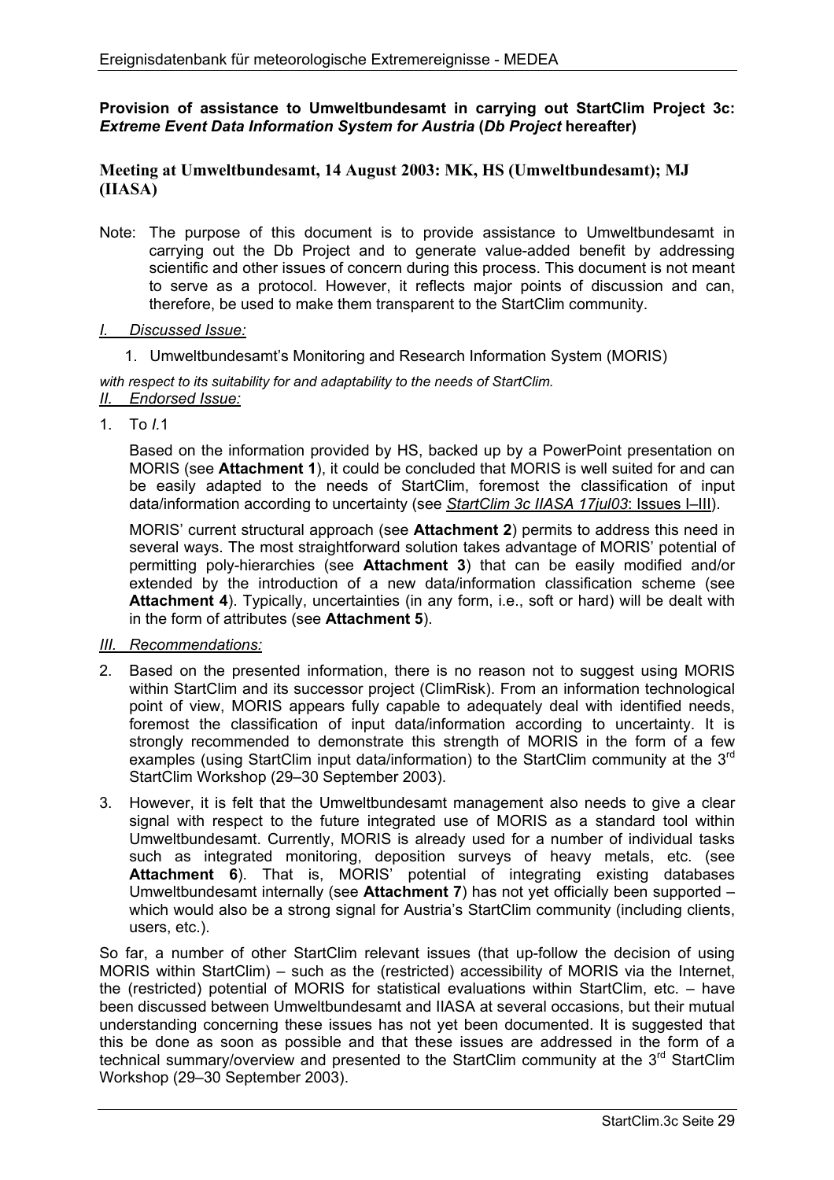**Provision of assistance to Umweltbundesamt in carrying out StartClim Project 3c: *Extreme Event Data Information System for Austria* (*Db Project* hereafter)**

**Meeting at Umweltbundesamt, 14 August 2003: MK, HS (Umweltbundesamt); MJ (IIASA)**

Note: The purpose of this document is to provide assistance to Umweltbundesamt in carrying out the Db Project and to generate value-added benefit by addressing scientific and other issues of concern during this process. This document is not meant to serve as a protocol. However, it reflects major points of discussion and can, therefore, be used to make them transparent to the StartClim community.

*I. Discussed Issue:*

1. Umweltbundesamt's Monitoring and Research Information System (MORIS)

*with respect to its suitability for and adaptability to the needs of StartClim.*

*II. Endorsed Issue:*

1. To *I.*1

   Based on the information provided by HS, backed up by a PowerPoint presentation on MORIS (see **Attachment 1**), it could be concluded that MORIS is well suited for and can be easily adapted to the needs of StartClim, foremost the classification of input data/information according to uncertainty (see *StartClim 3c IIASA 17jul03*: Issues I–III).

   MORIS' current structural approach (see **Attachment 2**) permits to address this need in several ways. The most straightforward solution takes advantage of MORIS' potential of permitting poly-hierarchies (see **Attachment 3**) that can be easily modified and/or extended by the introduction of a new data/information classification scheme (see **Attachment 4**). Typically, uncertainties (in any form, i.e., soft or hard) will be dealt with in the form of attributes (see **Attachment 5**).

*III. Recommendations:*

2. Based on the presented information, there is no reason not to suggest using MORIS within StartClim and its successor project (ClimRisk). From an information technological point of view, MORIS appears fully capable to adequately deal with identified needs, foremost the classification of input data/information according to uncertainty. It is strongly recommended to demonstrate this strength of MORIS in the form of a few examples (using StartClim input data/information) to the StartClim community at the 3rd StartClim Workshop (29–30 September 2003).

3. However, it is felt that the Umweltbundesamt management also needs to give a clear signal with respect to the future integrated use of MORIS as a standard tool within Umweltbundesamt. Currently, MORIS is already used for a number of individual tasks such as integrated monitoring, deposition surveys of heavy metals, etc. (see **Attachment 6**). That is, MORIS' potential of integrating existing databases Umweltbundesamt internally (see **Attachment 7**) has not yet officially been supported – which would also be a strong signal for Austria's StartClim community (including clients, users, etc.).

So far, a number of other StartClim relevant issues (that up-follow the decision of using MORIS within StartClim) – such as the (restricted) accessibility of MORIS via the Internet, the (restricted) potential of MORIS for statistical evaluations within StartClim, etc. – have been discussed between Umweltbundesamt and IIASA at several occasions, but their mutual understanding concerning these issues has not yet been documented. It is suggested that this be done as soon as possible and that these issues are addressed in the form of a technical summary/overview and presented to the StartClim community at the 3rd StartClim Workshop (29–30 September 2003).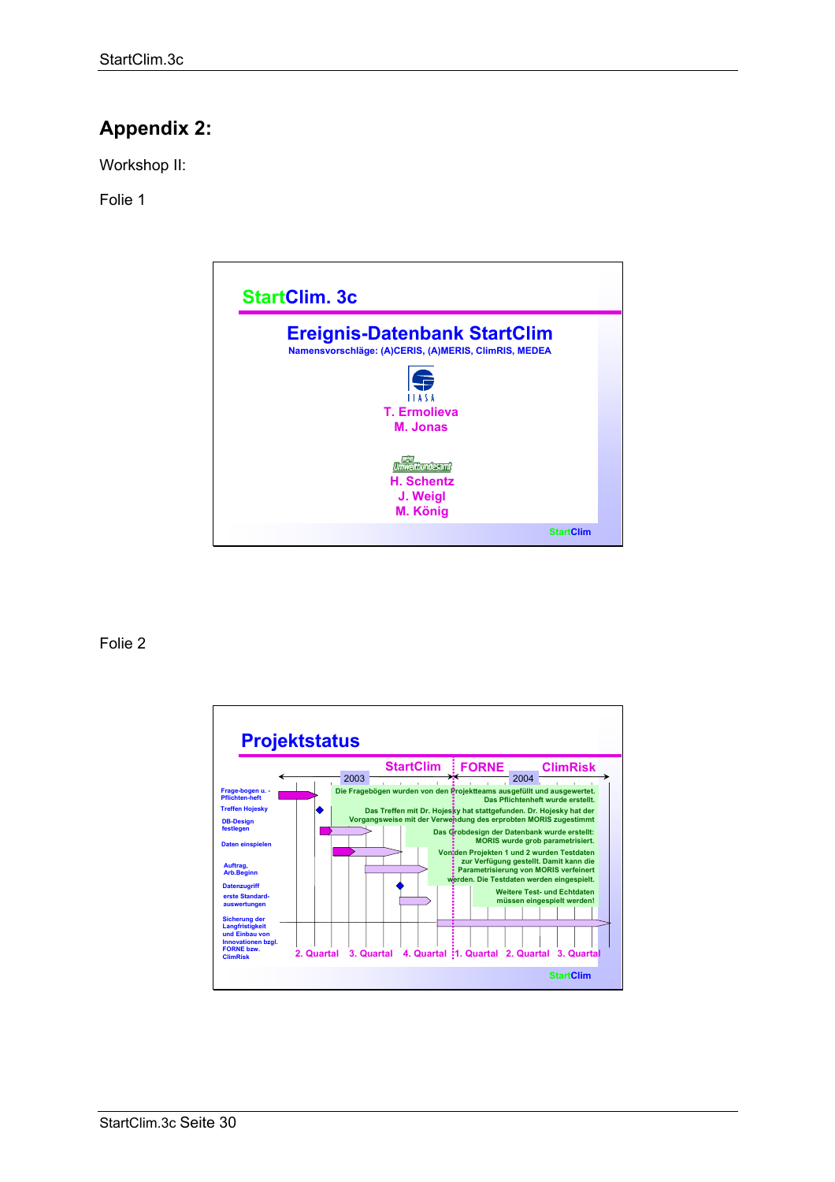## Appendix 2:

Workshop II:

Folie 1

**StartClim. 3c**

**Ereignis-Datenbank StartClim**

Namensvorschläge: (A)CERIS, (A)MERIS, ClimRIS, MEDEA

IIASA

T. Ermolieva
M. Jonas

Umweltbundesamt

H. Schentz
J. Weigl
M. König

StartClim

Folie 2

**Projektstatus**

StartClim | FORNE | ClimRisk

2003 | 2004

Frage-bogen u. -Pflichten-heft
Treffen Hojesky
DB-Design festlegen
Daten einspielen
Auftrag, Arb.Beginn
Datenzugriff
erste Standard-auswertungen
Sicherung der Langfristigkeit und Einbau von Innovationen bzgl. FORNE bzw. ClimRisk

Die Fragebögen wurden von den Projektteams ausgefüllt und ausgewertet. Das Pflichtenheft wurde erstellt.

Das Treffen mit Dr. Hojesky hat stattgefunden. Dr. Hojesky hat der Vorgangsweise mit der Verwendung des erprobten MORIS zugestimmt

Das Grobdesign der Datenbank wurde erstellt: MORIS wurde grob parametrisiert.

Von den Projekten 1 und 2 wurden Testdaten zur Verfügung gestellt. Damit kann die Parametrisierung von MORIS verfeinert werden. Die Testdaten werden eingespielt.

Weitere Test- und Echtdaten müssen eingespielt werden!

2. Quartal | 3. Quartal | 4. Quartal | 1. Quartal | 2. Quartal | 3. Quartal

StartClim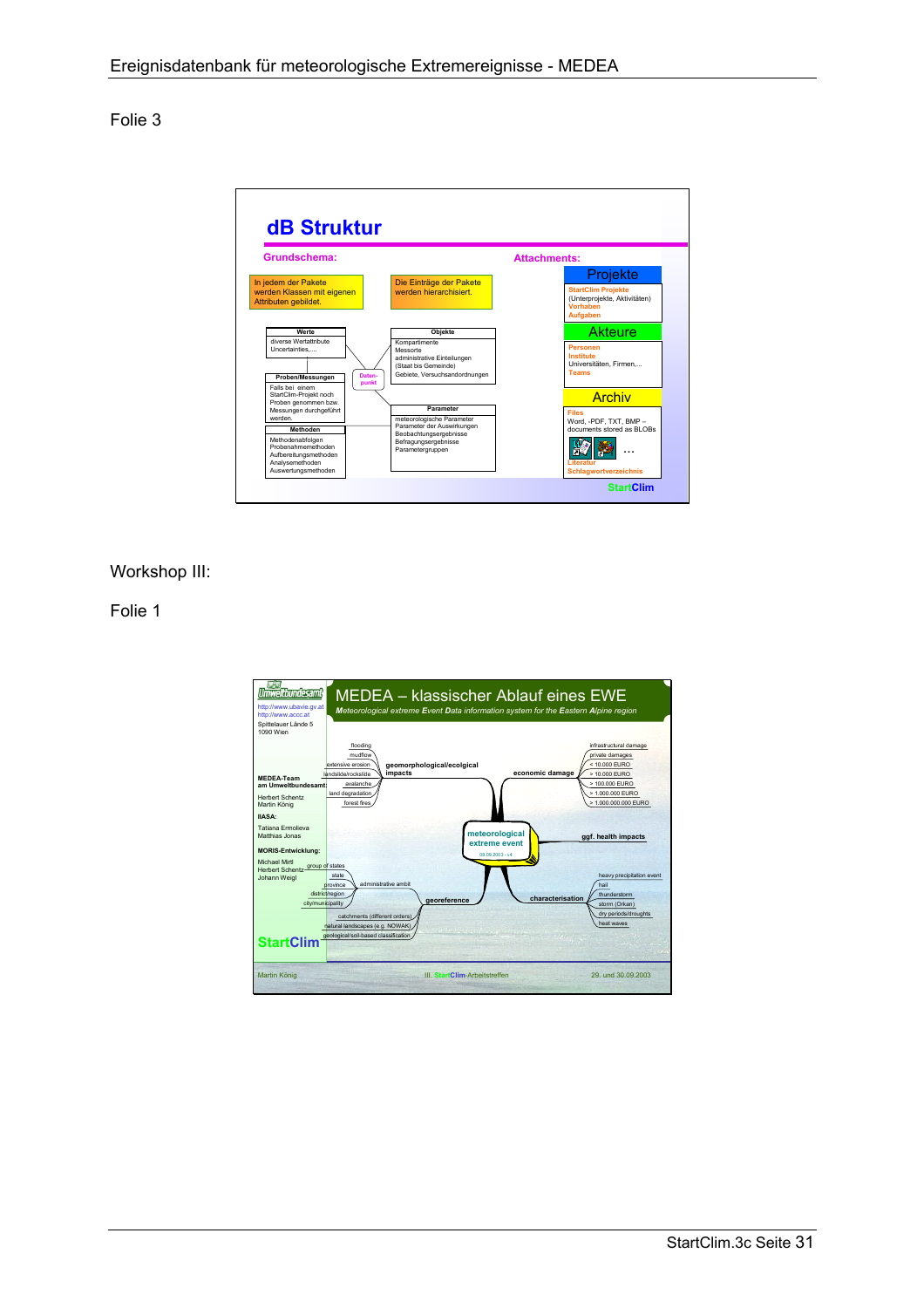Folie 3

## dB Struktur

**Grundschema:**

In jedem der Pakete werden Klassen mit eigenen Attributen gebildet.

Die Einträge der Pakete werden hierarchisiert.

**Werte**
diverse Wertattribute
Uncertainties,....

**Proben/Messungen**
Falls bei einem StartClim-Projekt noch Proben genommen bzw. Messungen durchgeführt werden.

**Methoden**
Methodenabfolgen
Probenahmemethoden
Aufbereitungsmethoden
Analysemethoden
Auswertungsmethoden

Daten-punkt

**Objekte**
Kompartimente
Messorte
administrative Einteilungen (Staat bis Gemeinde)
Gebiete, Versuchsandordnungen

**Parameter**
meteorologische Parameter
Parameter der Auswirkungen
Beobachtungsergebnisse
Befragungsergebnisse
Parametergruppen

**Attachments:**

**Projekte**
StartClim Projekte
(Unterprojekte, Aktivitäten)
Vorhaben
Aufgaben

**Akteure**
Personen
Institute
Universitäten, Firmen,...
Teams

**Archiv**
Files
Word, -PDF, TXT, BMP – documents stored as BLOBs
...
Literatur
Schlagwortverzeichnis

StartClim

Workshop III:

Folie 1

## MEDEA – klassischer Ablauf eines EWE

*Meteorological extreme Event Data information system for the Eastern Alpine region*

Umweltbundesamt
http://www.ubavie.gv.at
http://www.accc.at
Spittelauer Lände 5
1090 Wien

**MEDEA-Team am Umweltbundesamt:**
Herbert Schentz
Martin König

**IIASA:**
Tatiana Ermolieva
Matthias Jonas

**MORIS-Entwicklung:**
Michael Mirtl
Herbert Schentz
Johann Weigl

StartClim

**meteorological extreme event** (03.09.2003 - v4)

**geomorphological/ecolgical impacts**
- flooding
- mudflow
- extensive erosion
- landslide/rockslide
- avalanche
- land degradation
- forest fires

**economic damage**
- infrastructural damage
- private damages
- < 10.000 EURO
- > 10.000 EURO
- > 100.000 EURO
- > 1.000.000 EURO
- > 1.000.000.000 EURO

**ggf. health impacts**

**georeference**
- administrative ambit
  - group of states
  - state
  - province
  - district/region
  - city/municipality
- catchments (different orders)
- natural landscapes (e.g. NOWAK)
- geological/soil-based classification

**characterisation**
- heavy precipitation event
- hail
- thunderstorm
- storm (Orkan)
- dry periods/droughts
- heat waves

Martin König — III. StartClim-Arbeitstreffen — 29. und 30.09.2003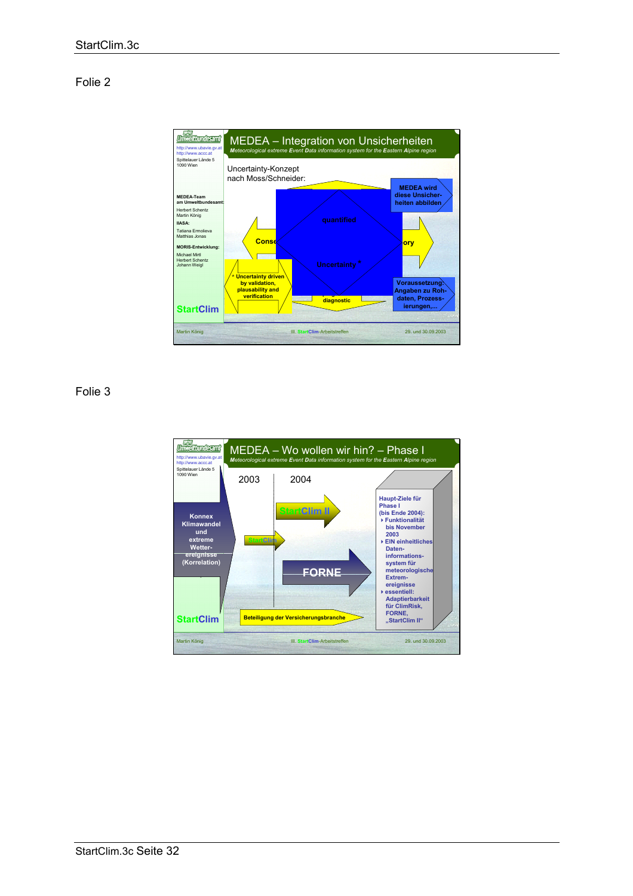## Folie 2

**MEDEA – Integration von Unsicherheiten**

*Meteorological extreme Event Data information system for the Eastern Alpine region*

Umweltbundesamt
http://www.ubavie.gv.at
http://www.accc.at
Spittelauer Lände 5
1090 Wien

**MEDEA-Team am Umweltbundesamt:**
Herbert Schentz
Martin König

**IIASA:**
Tatiana Ermolieva
Matthias Jonas

**MORIS-Entwicklung:**
Michael Mirtl
Herbert Schentz
Johann Weigl

StartClim

Uncertainty-Konzept nach Moss/Schneider:

quantified

Conse

ory

Uncertainty *

\* Uncertainty driven by validation, plausability and verification

diagnostic

**MEDEA wird diese Unsicherheiten abbilden**

**Voraussetzung: Angaben zu Rohdaten, Prozessierungen,...**

Martin König — III. StartClim-Arbeitstreffen — 29. und 30.09.2003

## Folie 3

**MEDEA – Wo wollen wir hin? – Phase I**

*Meteorological extreme Event Data information system for the Eastern Alpine region*

Umweltbundesamt
http://www.ubavie.gv.at
http://www.accc.at
Spittelauer Lände 5
1090 Wien

2003 — 2004

**Konnex Klimawandel und extreme Wetterereignisse (Korrelation)**

StartClim II

StartClim

FORNE

**Beteiligung der Versicherungsbranche**

**Haupt-Ziele für Phase I (bis Ende 2004):**
- Funktionalität bis November 2003
- EIN einheitliches Dateninformationssystem für meteorologische Extremereignisse
- essentiell: Adaptierbarkeit für ClimRisk, FORNE, „StartClim II"

StartClim

Martin König — III. StartClim-Arbeitstreffen — 29. und 30.09.2003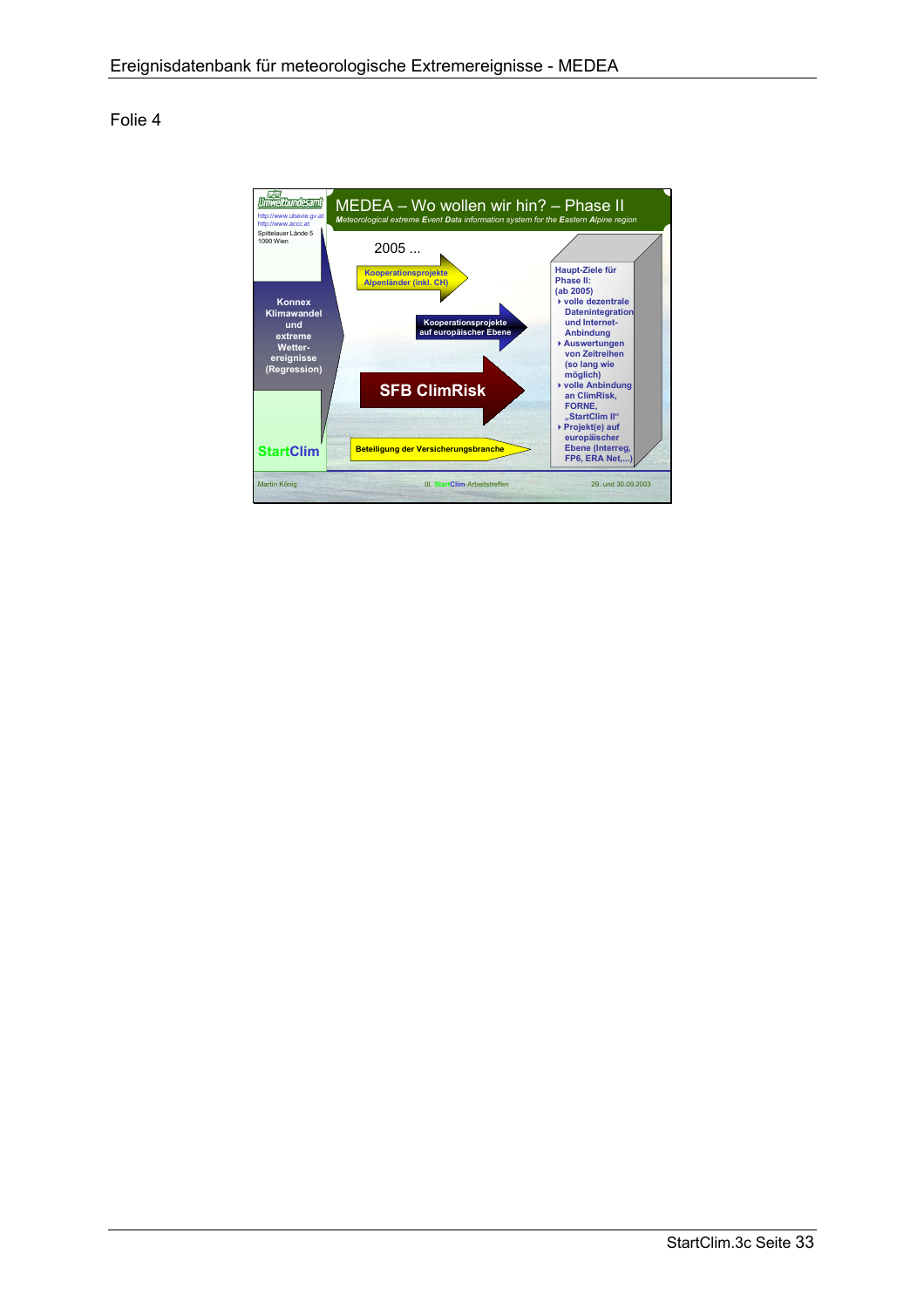Folie 4

MEDEA – Wo wollen wir hin? – Phase II

*Meteorological extreme Event Data information system for the Eastern Alpine region*

Umweltbundesamt
http://www.ubavie.gv.at
http://www.accc.at
Spittelauer Lände 5
1090 Wien

**Konnex Klimawandel und extreme Wetter-ereignisse (Regression)**

**StartClim**

2005 ...

**Kooperationsprojekte Alpenländer (inkl. CH)**

**Kooperationsprojekte auf europäischer Ebene**

**SFB ClimRisk**

**Beteiligung der Versicherungsbranche**

**Haupt-Ziele für Phase II: (ab 2005)**

- **volle dezentrale Datenintegration und Internet-Anbindung**
- **Auswertungen von Zeitreihen (so lang wie möglich)**
- **volle Anbindung an ClimRisk, FORNE, „StartClim II“**
- **Projekt(e) auf europäischer Ebene (Interreg, FP6, ERA Net,...)**

Martin König — III. StartClim-Arbeitstreffen — 29. und 30.09.2003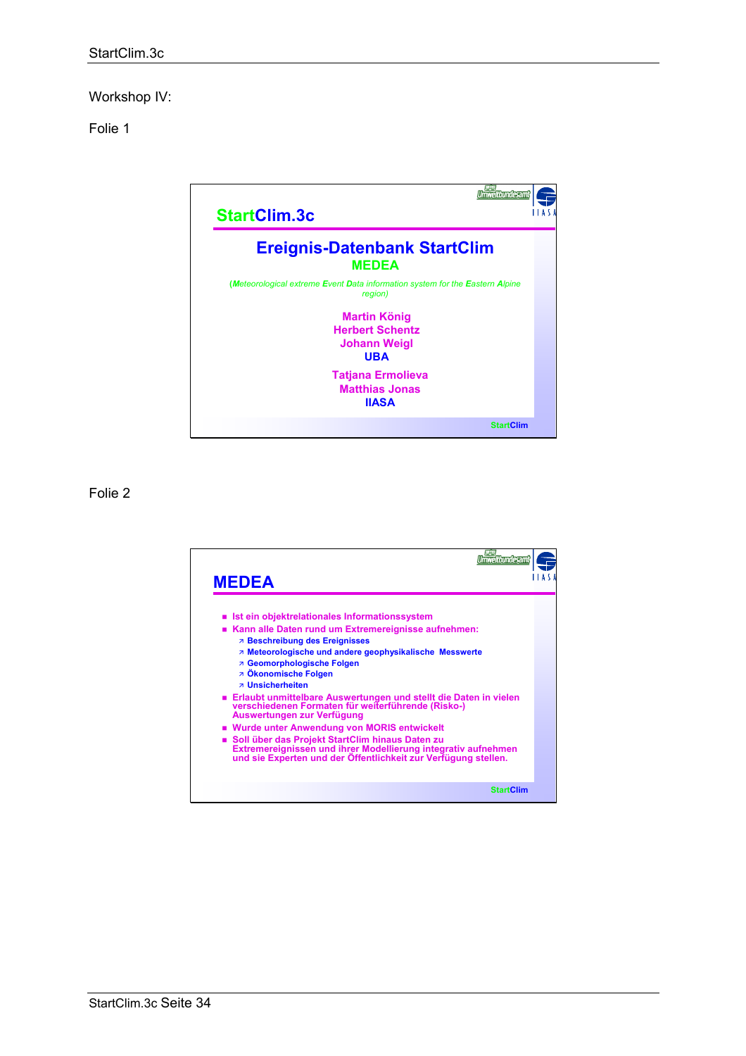Workshop IV:

Folie 1

## StartClim.3c

### Ereignis-Datenbank StartClim

**MEDEA**

*(Meteorological extreme Event Data information system for the Eastern Alpine region)*

**Martin König**
**Herbert Schentz**
**Johann Weigl**
**UBA**

**Tatjana Ermolieva**
**Matthias Jonas**
**IIASA**

StartClim

Folie 2

## MEDEA

- Ist ein objektrelationales Informationssystem
- Kann alle Daten rund um Extremereignisse aufnehmen:
  - Beschreibung des Ereignisses
  - Meteorologische und andere geophysikalische Messwerte
  - Geomorphologische Folgen
  - Ökonomische Folgen
  - Unsicherheiten
- Erlaubt unmittelbare Auswertungen und stellt die Daten in vielen verschiedenen Formaten für weiterführende (Risiko-) Auswertungen zur Verfügung
- Wurde unter Anwendung von MORIS entwickelt
- Soll über das Projekt StartClim hinaus Daten zu Extremereignissen und ihrer Modellierung integrativ aufnehmen und sie Experten und der Öffentlichkeit zur Verfügung stellen.

StartClim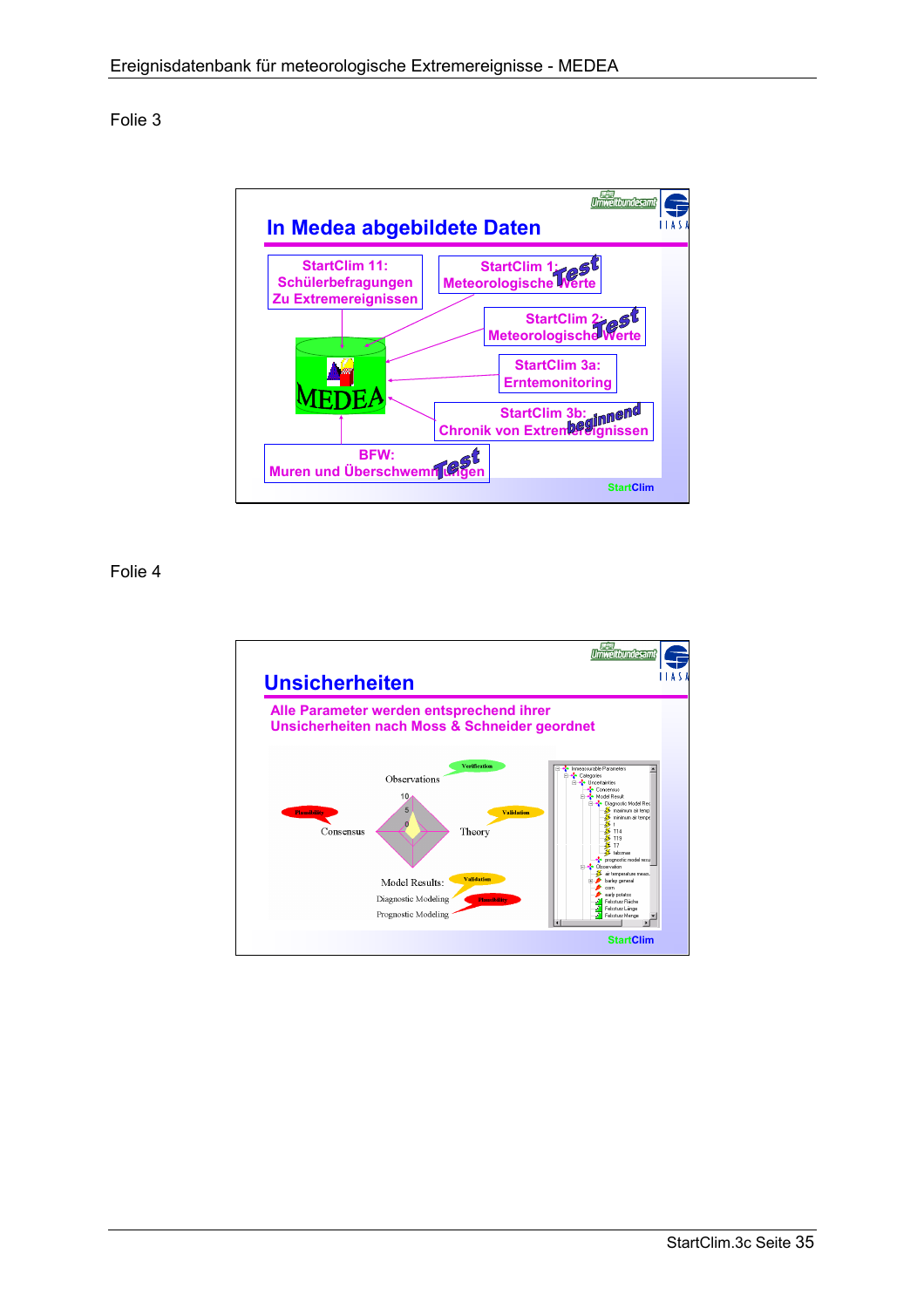Folie 3

## In Medea abgebildete Daten

StartClim 11: Schülerbefragungen Zu Extremereignissen

StartClim 1: Meteorologische Werte *Test*

StartClim 2: Meteorologische Werte *Test*

StartClim 3a: Erntemonitoring

StartClim 3b: Chronik von Extremereignissen *beginnend*

MEDEA

BFW: Muren und Überschwemmungen *Test*

StartClim

Folie 4

## Unsicherheiten

Alle Parameter werden entsprechend ihrer Unsicherheiten nach Moss & Schneider geordnet

Observations — Verification

Consensus — Plausibility

Theory — Validation

Model Results: — Validation

Diagnostic Modeling — Plausibility

Prognostic Modeling

StartClim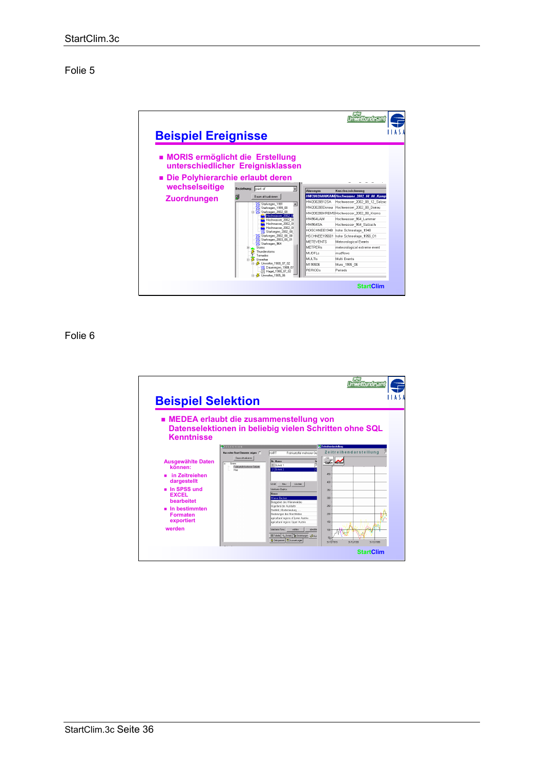Folie 5

## Beispiel Ereignisse

- MORIS ermöglicht die Erstellung unterschiedlicher Ereignisklassen
- Die Polyhierarchie erlaubt deren wechselseitige Zuordnungen

StartClim

Folie 6

## Beispiel Selektion

- MEDEA erlaubt die zusammenstellung von Datenselektionen in beliebig vielen Schritten ohne SQL Kenntnisse

Ausgewählte Daten können:

- in Zeitreihen dargestellt
- In SPSS und EXCEL bearbeitet
- In bestimmten Formaten exportiert

werden

StartClim